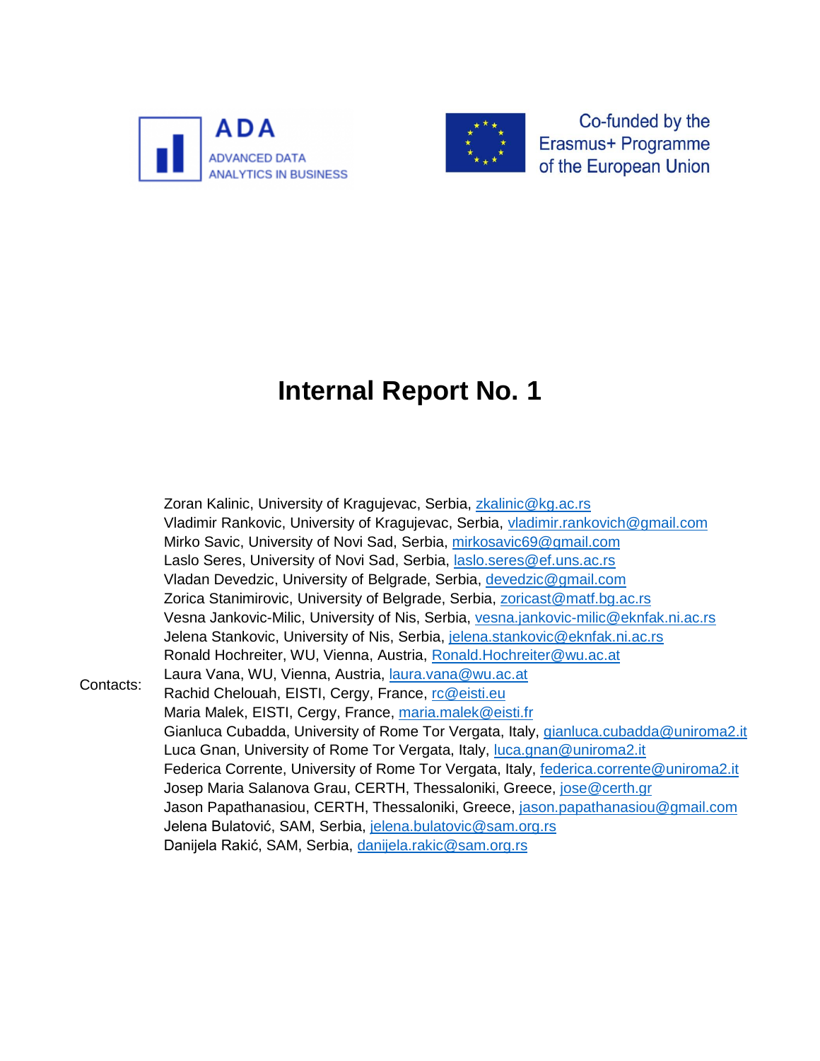ADA

ADVANCED DATA ANALYTICS IN BUSINESS

Co-funded by the Erasmus+ Programme of the European Union

# Internal Report No. 1

Contacts:

Zoran Kalinic, University of Kragujevac, Serbia, zkalinic@kg.ac.rs
Vladimir Rankovic, University of Kragujevac, Serbia, vladimir.rankovich@gmail.com
Mirko Savic, University of Novi Sad, Serbia, mirkosavic69@gmail.com
Laslo Seres, University of Novi Sad, Serbia, laslo.seres@ef.uns.ac.rs
Vladan Devedzic, University of Belgrade, Serbia, devedzic@gmail.com
Zorica Stanimirovic, University of Belgrade, Serbia, zoricast@matf.bg.ac.rs
Vesna Jankovic-Milic, University of Nis, Serbia, vesna.jankovic-milic@eknfak.ni.ac.rs
Jelena Stankovic, University of Nis, Serbia, jelena.stankovic@eknfak.ni.ac.rs
Ronald Hochreiter, WU, Vienna, Austria, Ronald.Hochreiter@wu.ac.at
Laura Vana, WU, Vienna, Austria, laura.vana@wu.ac.at
Rachid Chelouah, EISTI, Cergy, France, rc@eisti.eu
Maria Malek, EISTI, Cergy, France, maria.malek@eisti.fr
Gianluca Cubadda, University of Rome Tor Vergata, Italy, gianluca.cubadda@uniroma2.it
Luca Gnan, University of Rome Tor Vergata, Italy, luca.gnan@uniroma2.it
Federica Corrente, University of Rome Tor Vergata, Italy, federica.corrente@uniroma2.it
Josep Maria Salanova Grau, CERTH, Thessaloniki, Greece, jose@certh.gr
Jason Papathanasiou, CERTH, Thessaloniki, Greece, jason.papathanasiou@gmail.com
Jelena Bulatović, SAM, Serbia, jelena.bulatovic@sam.org.rs
Danijela Rakić, SAM, Serbia, danijela.rakic@sam.org.rs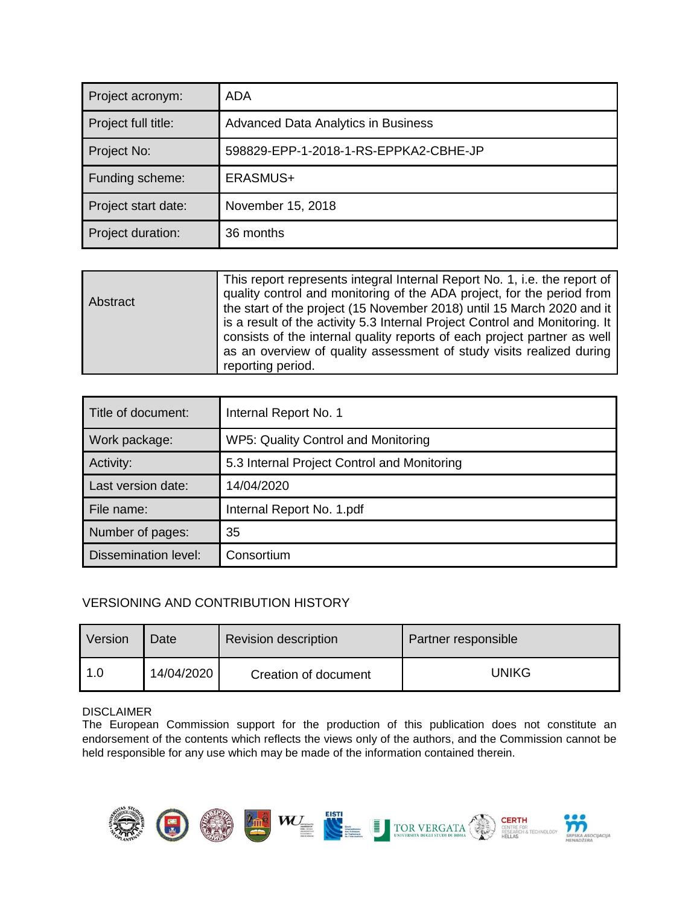| Project acronym: | ADA |
|---|---|
| Project full title: | Advanced Data Analytics in Business |
| Project No: | 598829-EPP-1-2018-1-RS-EPPKA2-CBHE-JP |
| Funding scheme: | ERASMUS+ |
| Project start date: | November 15, 2018 |
| Project duration: | 36 months |

| Abstract | This report represents integral Internal Report No. 1, i.e. the report of quality control and monitoring of the ADA project, for the period from the start of the project (15 November 2018) until 15 March 2020 and it is a result of the activity 5.3 Internal Project Control and Monitoring. It consists of the internal quality reports of each project partner as well as an overview of quality assessment of study visits realized during reporting period. |
|---|---|

| Title of document: | Internal Report No. 1 |
|---|---|
| Work package: | WP5: Quality Control and Monitoring |
| Activity: | 5.3 Internal Project Control and Monitoring |
| Last version date: | 14/04/2020 |
| File name: | Internal Report No. 1.pdf |
| Number of pages: | 35 |
| Dissemination level: | Consortium |

VERSIONING AND CONTRIBUTION HISTORY

| Version | Date | Revision description | Partner responsible |
|---|---|---|---|
| 1.0 | 14/04/2020 | Creation of document | UNIKG |

DISCLAIMER
The European Commission support for the production of this publication does not constitute an endorsement of the contents which reflects the views only of the authors, and the Commission cannot be held responsible for any use which may be made of the information contained therein.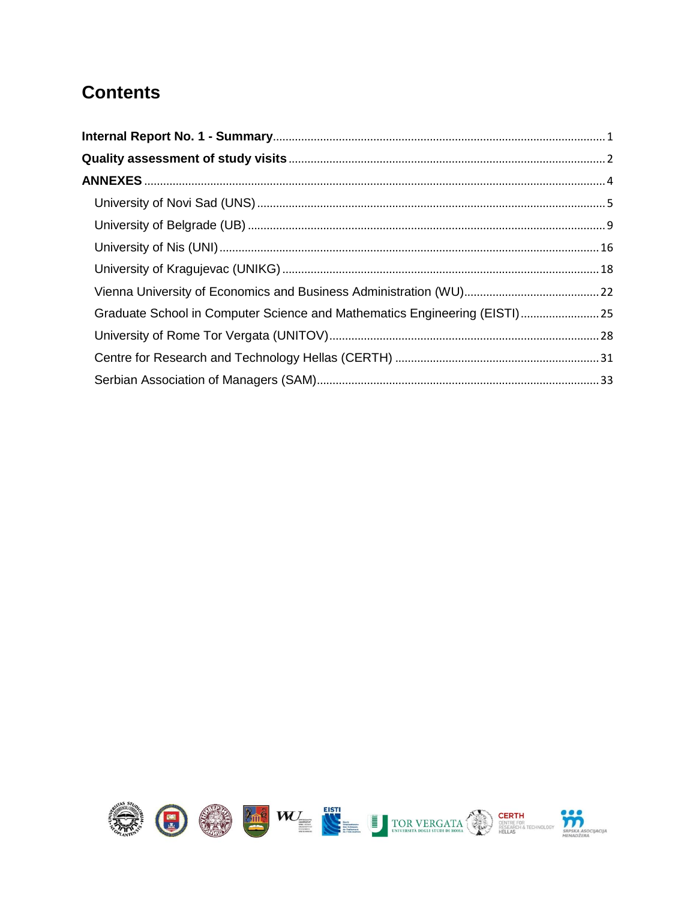# Contents

**Internal Report No. 1 - Summary** ........ 1

**Quality assessment of study visits** ........ 2

**ANNEXES** ........ 4

- University of Novi Sad (UNS) ........ 5
- University of Belgrade (UB) ........ 9
- University of Nis (UNI) ........ 16
- University of Kragujevac (UNIKG) ........ 18
- Vienna University of Economics and Business Administration (WU) ........ 22
- Graduate School in Computer Science and Mathematics Engineering (EISTI) ........ 25
- University of Rome Tor Vergata (UNITOV) ........ 28
- Centre for Research and Technology Hellas (CERTH) ........ 31
- Serbian Association of Managers (SAM) ........ 33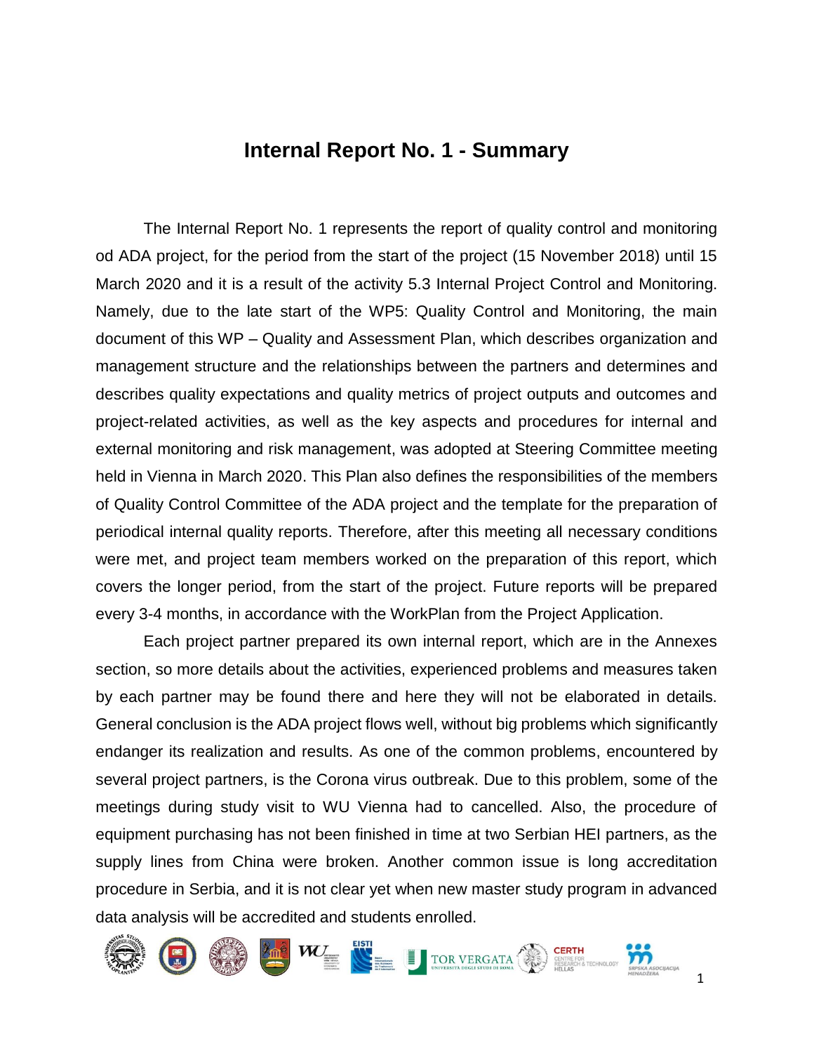# Internal Report No. 1 - Summary

The Internal Report No. 1 represents the report of quality control and monitoring od ADA project, for the period from the start of the project (15 November 2018) until 15 March 2020 and it is a result of the activity 5.3 Internal Project Control and Monitoring. Namely, due to the late start of the WP5: Quality Control and Monitoring, the main document of this WP – Quality and Assessment Plan, which describes organization and management structure and the relationships between the partners and determines and describes quality expectations and quality metrics of project outputs and outcomes and project-related activities, as well as the key aspects and procedures for internal and external monitoring and risk management, was adopted at Steering Committee meeting held in Vienna in March 2020. This Plan also defines the responsibilities of the members of Quality Control Committee of the ADA project and the template for the preparation of periodical internal quality reports. Therefore, after this meeting all necessary conditions were met, and project team members worked on the preparation of this report, which covers the longer period, from the start of the project. Future reports will be prepared every 3-4 months, in accordance with the WorkPlan from the Project Application.

Each project partner prepared its own internal report, which are in the Annexes section, so more details about the activities, experienced problems and measures taken by each partner may be found there and here they will not be elaborated in details. General conclusion is the ADA project flows well, without big problems which significantly endanger its realization and results. As one of the common problems, encountered by several project partners, is the Corona virus outbreak. Due to this problem, some of the meetings during study visit to WU Vienna had to cancelled. Also, the procedure of equipment purchasing has not been finished in time at two Serbian HEI partners, as the supply lines from China were broken. Another common issue is long accreditation procedure in Serbia, and it is not clear yet when new master study program in advanced data analysis will be accredited and students enrolled.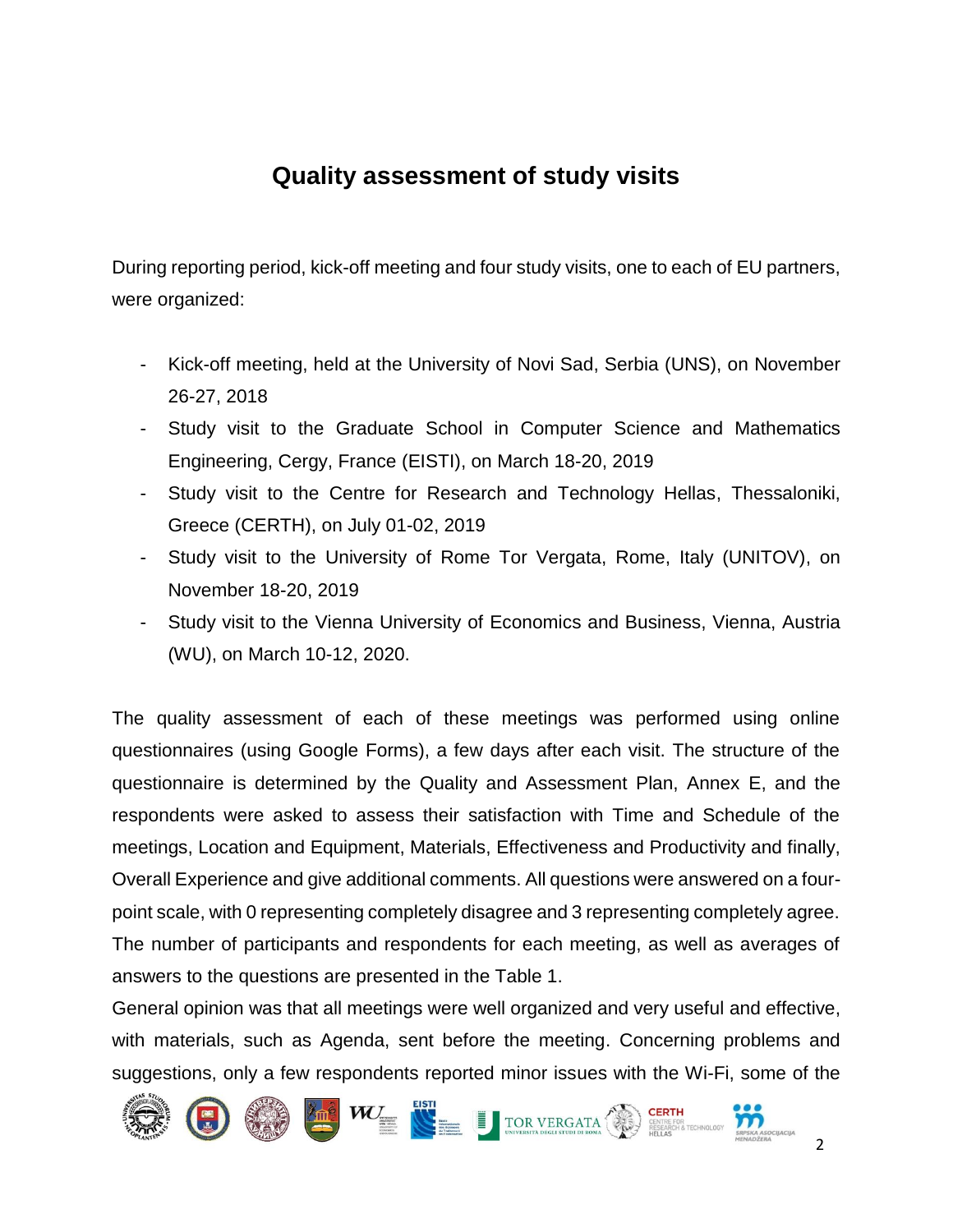# Quality assessment of study visits

During reporting period, kick-off meeting and four study visits, one to each of EU partners, were organized:

- Kick-off meeting, held at the University of Novi Sad, Serbia (UNS), on November 26-27, 2018
- Study visit to the Graduate School in Computer Science and Mathematics Engineering, Cergy, France (EISTI), on March 18-20, 2019
- Study visit to the Centre for Research and Technology Hellas, Thessaloniki, Greece (CERTH), on July 01-02, 2019
- Study visit to the University of Rome Tor Vergata, Rome, Italy (UNITOV), on November 18-20, 2019
- Study visit to the Vienna University of Economics and Business, Vienna, Austria (WU), on March 10-12, 2020.

The quality assessment of each of these meetings was performed using online questionnaires (using Google Forms), a few days after each visit. The structure of the questionnaire is determined by the Quality and Assessment Plan, Annex E, and the respondents were asked to assess their satisfaction with Time and Schedule of the meetings, Location and Equipment, Materials, Effectiveness and Productivity and finally, Overall Experience and give additional comments. All questions were answered on a four-point scale, with 0 representing completely disagree and 3 representing completely agree. The number of participants and respondents for each meeting, as well as averages of answers to the questions are presented in the Table 1.

General opinion was that all meetings were well organized and very useful and effective, with materials, such as Agenda, sent before the meeting. Concerning problems and suggestions, only a few respondents reported minor issues with the Wi-Fi, some of the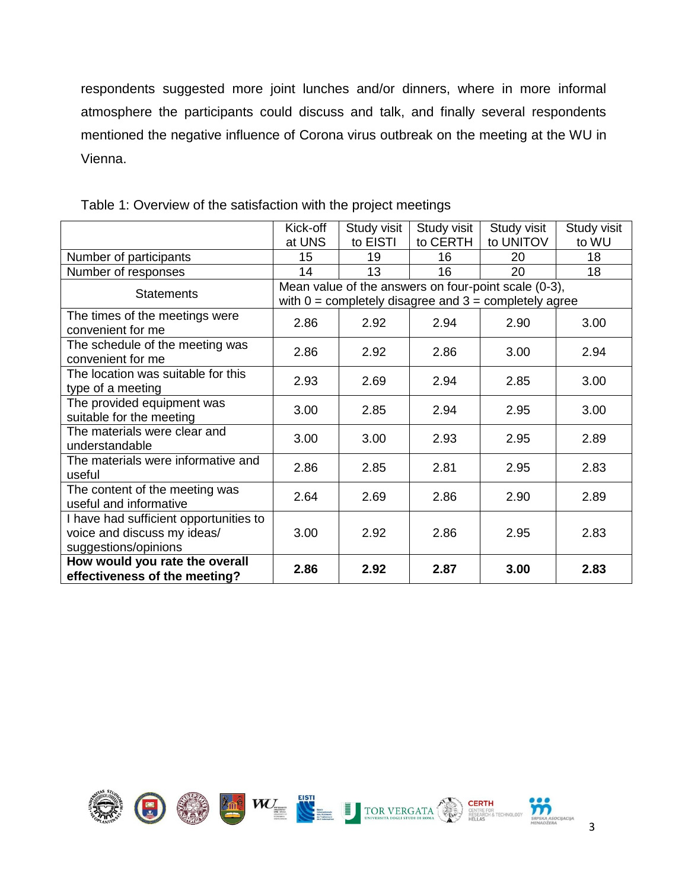respondents suggested more joint lunches and/or dinners, where in more informal atmosphere the participants could discuss and talk, and finally several respondents mentioned the negative influence of Corona virus outbreak on the meeting at the WU in Vienna.

Table 1: Overview of the satisfaction with the project meetings

| | Kick-off at UNS | Study visit to EISTI | Study visit to CERTH | Study visit to UNITOV | Study visit to WU |
|---|---|---|---|---|---|
| Number of participants | 15 | 19 | 16 | 20 | 18 |
| Number of responses | 14 | 13 | 16 | 20 | 18 |
| Statements | Mean value of the answers on four-point scale (0-3), with 0 = completely disagree and 3 = completely agree | | | | |
| The times of the meetings were convenient for me | 2.86 | 2.92 | 2.94 | 2.90 | 3.00 |
| The schedule of the meeting was convenient for me | 2.86 | 2.92 | 2.86 | 3.00 | 2.94 |
| The location was suitable for this type of a meeting | 2.93 | 2.69 | 2.94 | 2.85 | 3.00 |
| The provided equipment was suitable for the meeting | 3.00 | 2.85 | 2.94 | 2.95 | 3.00 |
| The materials were clear and understandable | 3.00 | 3.00 | 2.93 | 2.95 | 2.89 |
| The materials were informative and useful | 2.86 | 2.85 | 2.81 | 2.95 | 2.83 |
| The content of the meeting was useful and informative | 2.64 | 2.69 | 2.86 | 2.90 | 2.89 |
| I have had sufficient opportunities to voice and discuss my ideas/ suggestions/opinions | 3.00 | 2.92 | 2.86 | 2.95 | 2.83 |
| **How would you rate the overall effectiveness of the meeting?** | **2.86** | **2.92** | **2.87** | **3.00** | **2.83** |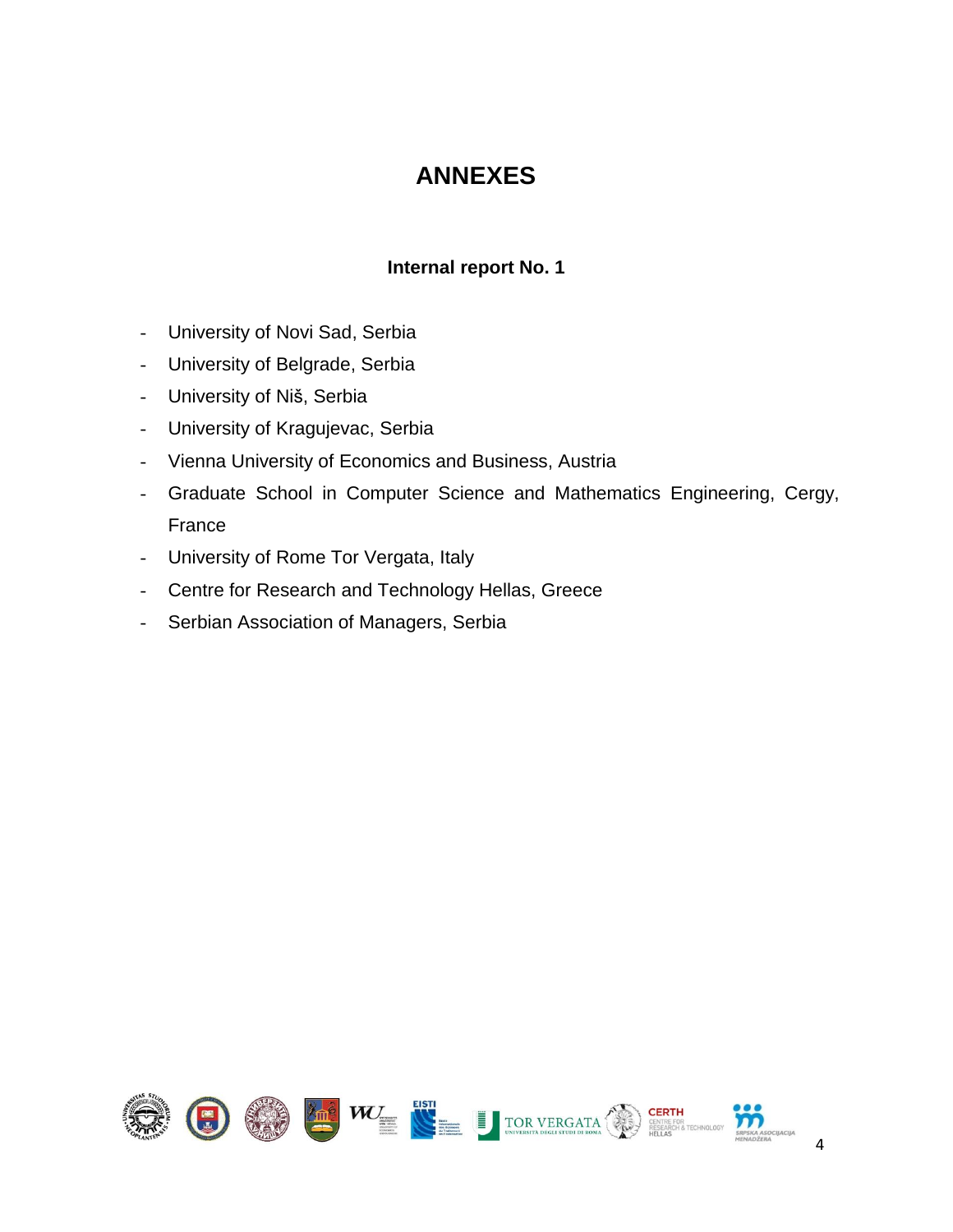# ANNEXES

## Internal report No. 1

- University of Novi Sad, Serbia
- University of Belgrade, Serbia
- University of Niš, Serbia
- University of Kragujevac, Serbia
- Vienna University of Economics and Business, Austria
- Graduate School in Computer Science and Mathematics Engineering, Cergy, France
- University of Rome Tor Vergata, Italy
- Centre for Research and Technology Hellas, Greece
- Serbian Association of Managers, Serbia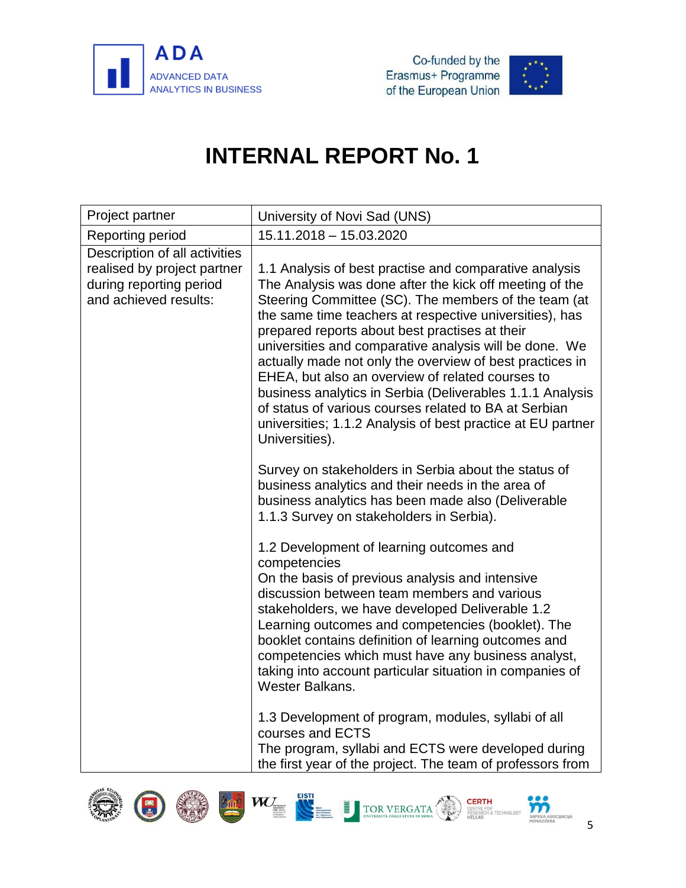# INTERNAL REPORT No. 1

| Project partner | University of Novi Sad (UNS) |
|---|---|
| Reporting period | 15.11.2018 – 15.03.2020 |
| Description of all activities realised by project partner during reporting period and achieved results: | 1.1 Analysis of best practise and comparative analysis<br>The Analysis was done after the kick off meeting of the Steering Committee (SC). The members of the team (at the same time teachers at respective universities), has prepared reports about best practises at their universities and comparative analysis will be done. We actually made not only the overview of best practices in EHEA, but also an overview of related courses to business analytics in Serbia (Deliverables 1.1.1 Analysis of status of various courses related to BA at Serbian universities; 1.1.2 Analysis of best practice at EU partner Universities).<br><br>Survey on stakeholders in Serbia about the status of business analytics and their needs in the area of business analytics has been made also (Deliverable 1.1.3 Survey on stakeholders in Serbia).<br><br>1.2 Development of learning outcomes and competencies<br>On the basis of previous analysis and intensive discussion between team members and various stakeholders, we have developed Deliverable 1.2 Learning outcomes and competencies (booklet). The booklet contains definition of learning outcomes and competencies which must have any business analyst, taking into account particular situation in companies of Wester Balkans.<br><br>1.3 Development of program, modules, syllabi of all courses and ECTS<br>The program, syllabi and ECTS were developed during the first year of the project. The team of professors from |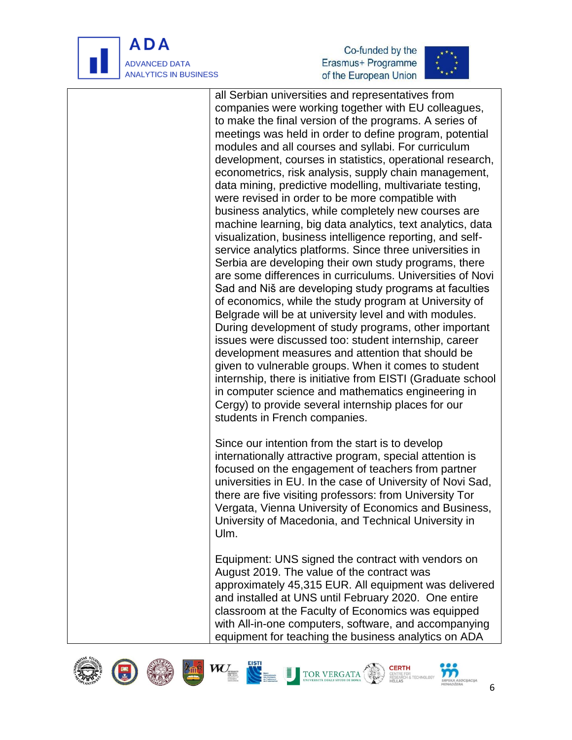| | |
|---|---|
| | all Serbian universities and representatives from companies were working together with EU colleagues, to make the final version of the programs. A series of meetings was held in order to define program, potential modules and all courses and syllabi. For curriculum development, courses in statistics, operational research, econometrics, risk analysis, supply chain management, data mining, predictive modelling, multivariate testing, were revised in order to be more compatible with business analytics, while completely new courses are machine learning, big data analytics, text analytics, data visualization, business intelligence reporting, and self-service analytics platforms. Since three universities in Serbia are developing their own study programs, there are some differences in curriculums. Universities of Novi Sad and Niš are developing study programs at faculties of economics, while the study program at University of Belgrade will be at university level and with modules. During development of study programs, other important issues were discussed too: student internship, career development measures and attention that should be given to vulnerable groups. When it comes to student internship, there is initiative from EISTI (Graduate school in computer science and mathematics engineering in Cergy) to provide several internship places for our students in French companies.<br><br>Since our intention from the start is to develop internationally attractive program, special attention is focused on the engagement of teachers from partner universities in EU. In the case of University of Novi Sad, there are five visiting professors: from University Tor Vergata, Vienna University of Economics and Business, University of Macedonia, and Technical University in Ulm.<br><br>Equipment: UNS signed the contract with vendors on August 2019. The value of the contract was approximately 45,315 EUR. All equipment was delivered and installed at UNS until February 2020. One entire classroom at the Faculty of Economics was equipped with All-in-one computers, software, and accompanying equipment for teaching the business analytics on ADA |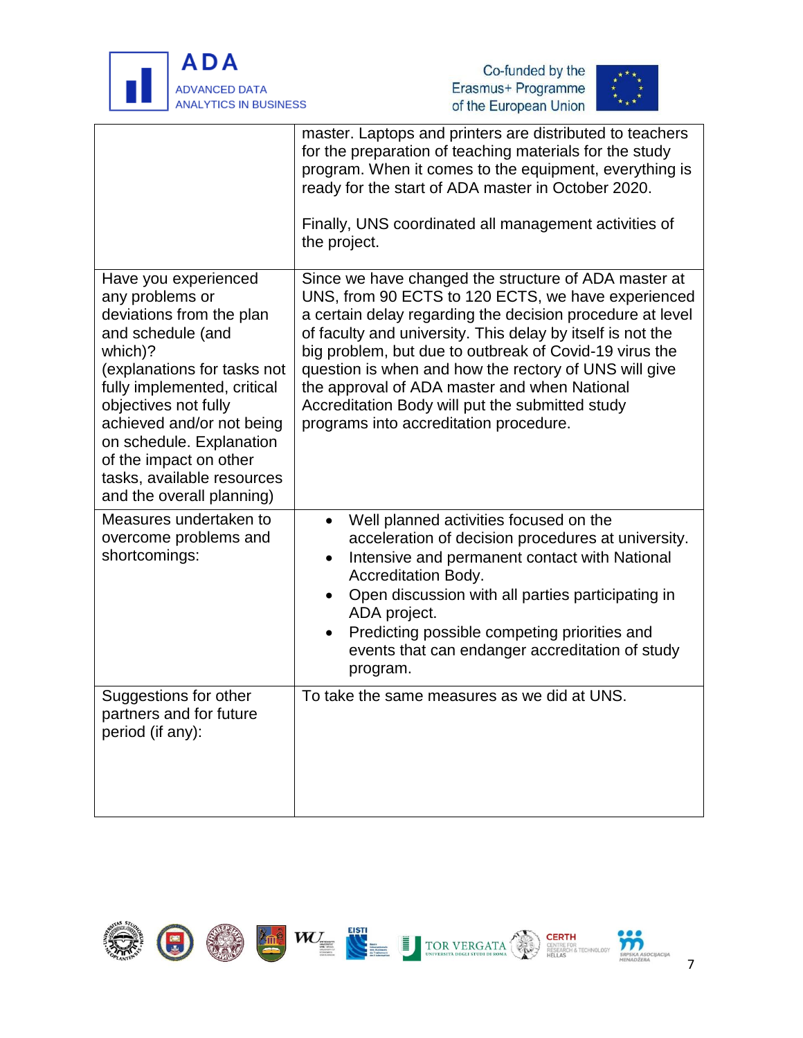| | |
|---|---|
| | master. Laptops and printers are distributed to teachers for the preparation of teaching materials for the study program. When it comes to the equipment, everything is ready for the start of ADA master in October 2020.<br><br>Finally, UNS coordinated all management activities of the project. |
| Have you experienced any problems or deviations from the plan and schedule (and which)?<br>(explanations for tasks not fully implemented, critical objectives not fully achieved and/or not being on schedule. Explanation of the impact on other tasks, available resources and the overall planning) | Since we have changed the structure of ADA master at UNS, from 90 ECTS to 120 ECTS, we have experienced a certain delay regarding the decision procedure at level of faculty and university. This delay by itself is not the big problem, but due to outbreak of Covid-19 virus the question is when and how the rectory of UNS will give the approval of ADA master and when National Accreditation Body will put the submitted study programs into accreditation procedure. |
| Measures undertaken to overcome problems and shortcomings: | • Well planned activities focused on the acceleration of decision procedures at university.<br>• Intensive and permanent contact with National Accreditation Body.<br>• Open discussion with all parties participating in ADA project.<br>• Predicting possible competing priorities and events that can endanger accreditation of study program. |
| Suggestions for other partners and for future period (if any): | To take the same measures as we did at UNS. |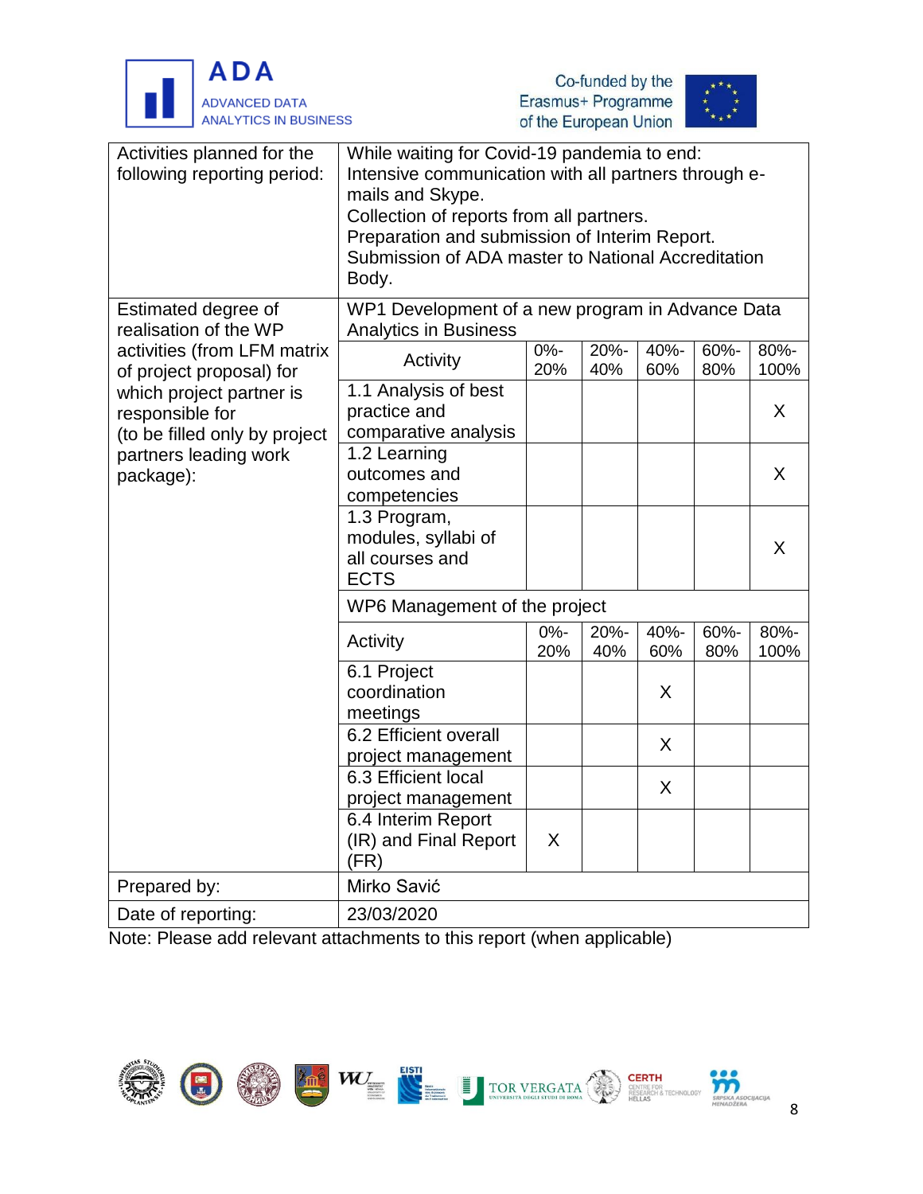<table>
<tr><td>Activities planned for the following reporting period:</td><td colspan="6">While waiting for Covid-19 pandemia to end:<br>Intensive communication with all partners through e-mails and Skype.<br>Collection of reports from all partners.<br>Preparation and submission of Interim Report.<br>Submission of ADA master to National Accreditation Body.</td></tr>
<tr><td rowspan="13">Estimated degree of realisation of the WP activities (from LFM matrix of project proposal) for which project partner is responsible for<br>(to be filled only by project partners leading work package):</td><td colspan="6">WP1 Development of a new program in Advance Data Analytics in Business</td></tr>
<tr><td>Activity</td><td>0%-20%</td><td>20%-40%</td><td>40%-60%</td><td>60%-80%</td><td>80%-100%</td></tr>
<tr><td>1.1 Analysis of best practice and comparative analysis</td><td></td><td></td><td></td><td></td><td>X</td></tr>
<tr><td>1.2 Learning outcomes and competencies</td><td></td><td></td><td></td><td></td><td>X</td></tr>
<tr><td>1.3 Program, modules, syllabi of all courses and ECTS</td><td></td><td></td><td></td><td></td><td>X</td></tr>
<tr><td colspan="6">WP6 Management of the project</td></tr>
<tr><td>Activity</td><td>0%-20%</td><td>20%-40%</td><td>40%-60%</td><td>60%-80%</td><td>80%-100%</td></tr>
<tr><td>6.1 Project coordination meetings</td><td></td><td></td><td>X</td><td></td><td></td></tr>
<tr><td>6.2 Efficient overall project management</td><td></td><td></td><td>X</td><td></td><td></td></tr>
<tr><td>6.3 Efficient local project management</td><td></td><td></td><td>X</td><td></td><td></td></tr>
<tr><td>6.4 Interim Report (IR) and Final Report (FR)</td><td>X</td><td></td><td></td><td></td><td></td></tr>
<tr><td>Prepared by:</td><td colspan="6">Mirko Savić</td></tr>
<tr><td>Date of reporting:</td><td colspan="6">23/03/2020</td></tr>
</table>

Note: Please add relevant attachments to this report (when applicable)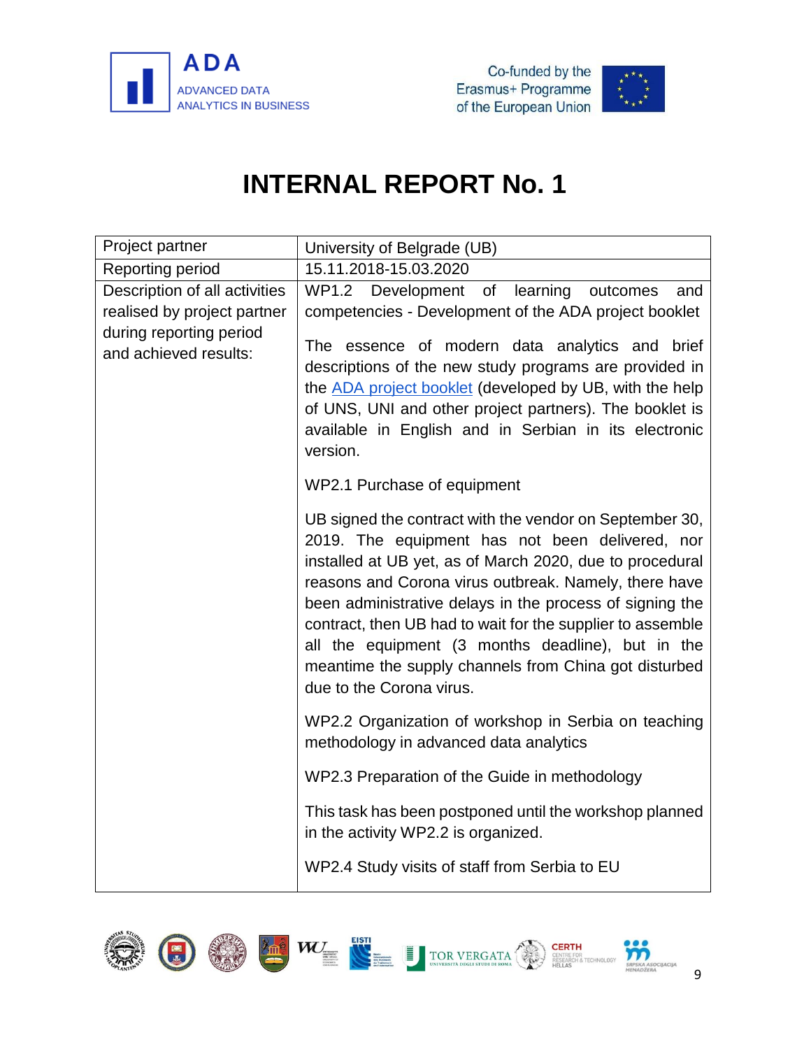# INTERNAL REPORT No. 1

| Project partner | University of Belgrade (UB) |
|---|---|
| Reporting period | 15.11.2018-15.03.2020 |
| Description of all activities realised by project partner during reporting period and achieved results: | WP1.2 Development of learning outcomes and competencies - Development of the ADA project booklet<br><br>The essence of modern data analytics and brief descriptions of the new study programs are provided in the ADA project booklet (developed by UB, with the help of UNS, UNI and other project partners). The booklet is available in English and in Serbian in its electronic version.<br><br>WP2.1 Purchase of equipment<br><br>UB signed the contract with the vendor on September 30, 2019. The equipment has not been delivered, nor installed at UB yet, as of March 2020, due to procedural reasons and Corona virus outbreak. Namely, there have been administrative delays in the process of signing the contract, then UB had to wait for the supplier to assemble all the equipment (3 months deadline), but in the meantime the supply channels from China got disturbed due to the Corona virus.<br><br>WP2.2 Organization of workshop in Serbia on teaching methodology in advanced data analytics<br><br>WP2.3 Preparation of the Guide in methodology<br><br>This task has been postponed until the workshop planned in the activity WP2.2 is organized.<br><br>WP2.4 Study visits of staff from Serbia to EU |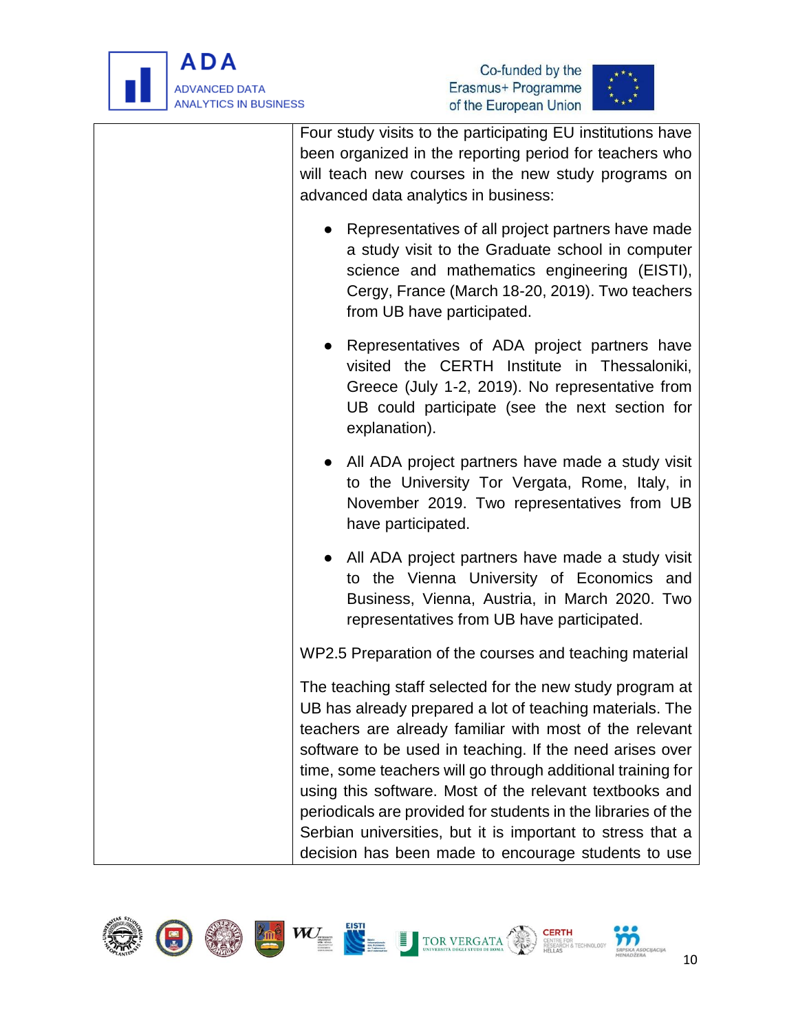| | |
|---|---|
| | Four study visits to the participating EU institutions have been organized in the reporting period for teachers who will teach new courses in the new study programs on advanced data analytics in business:<br><br>● Representatives of all project partners have made a study visit to the Graduate school in computer science and mathematics engineering (EISTI), Cergy, France (March 18-20, 2019). Two teachers from UB have participated.<br><br>● Representatives of ADA project partners have visited the CERTH Institute in Thessaloniki, Greece (July 1-2, 2019). No representative from UB could participate (see the next section for explanation).<br><br>● All ADA project partners have made a study visit to the University Tor Vergata, Rome, Italy, in November 2019. Two representatives from UB have participated.<br><br>● All ADA project partners have made a study visit to the Vienna University of Economics and Business, Vienna, Austria, in March 2020. Two representatives from UB have participated.<br><br>WP2.5 Preparation of the courses and teaching material<br><br>The teaching staff selected for the new study program at UB has already prepared a lot of teaching materials. The teachers are already familiar with most of the relevant software to be used in teaching. If the need arises over time, some teachers will go through additional training for using this software. Most of the relevant textbooks and periodicals are provided for students in the libraries of the Serbian universities, but it is important to stress that a decision has been made to encourage students to use |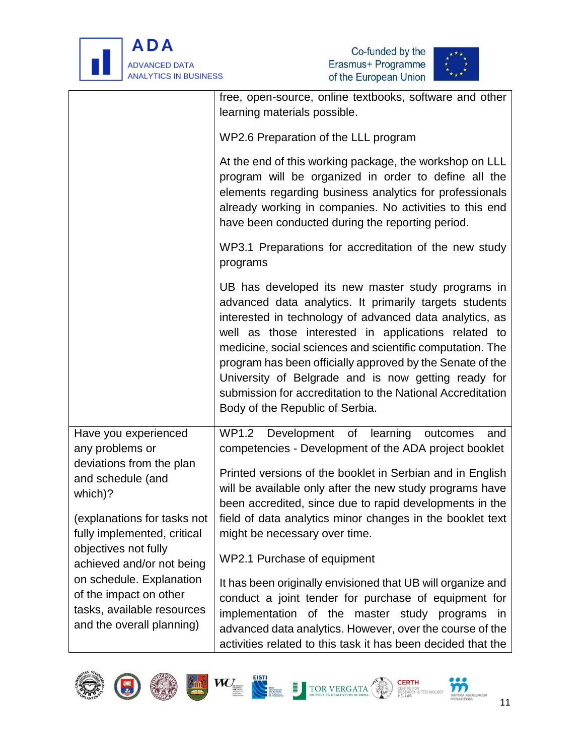| | |
|---|---|
| | free, open-source, online textbooks, software and other learning materials possible.<br><br>WP2.6 Preparation of the LLL program<br><br>At the end of this working package, the workshop on LLL program will be organized in order to define all the elements regarding business analytics for professionals already working in companies. No activities to this end have been conducted during the reporting period.<br><br>WP3.1 Preparations for accreditation of the new study programs<br><br>UB has developed its new master study programs in advanced data analytics. It primarily targets students interested in technology of advanced data analytics, as well as those interested in applications related to medicine, social sciences and scientific computation. The program has been officially approved by the Senate of the University of Belgrade and is now getting ready for submission for accreditation to the National Accreditation Body of the Republic of Serbia. |
| Have you experienced any problems or deviations from the plan and schedule (and which)?<br><br>(explanations for tasks not fully implemented, critical objectives not fully achieved and/or not being on schedule. Explanation of the impact on other tasks, available resources and the overall planning) | WP1.2 Development of learning outcomes and competencies - Development of the ADA project booklet<br><br>Printed versions of the booklet in Serbian and in English will be available only after the new study programs have been accredited, since due to rapid developments in the field of data analytics minor changes in the booklet text might be necessary over time.<br><br>WP2.1 Purchase of equipment<br><br>It has been originally envisioned that UB will organize and conduct a joint tender for purchase of equipment for implementation of the master study programs in advanced data analytics. However, over the course of the activities related to this task it has been decided that the |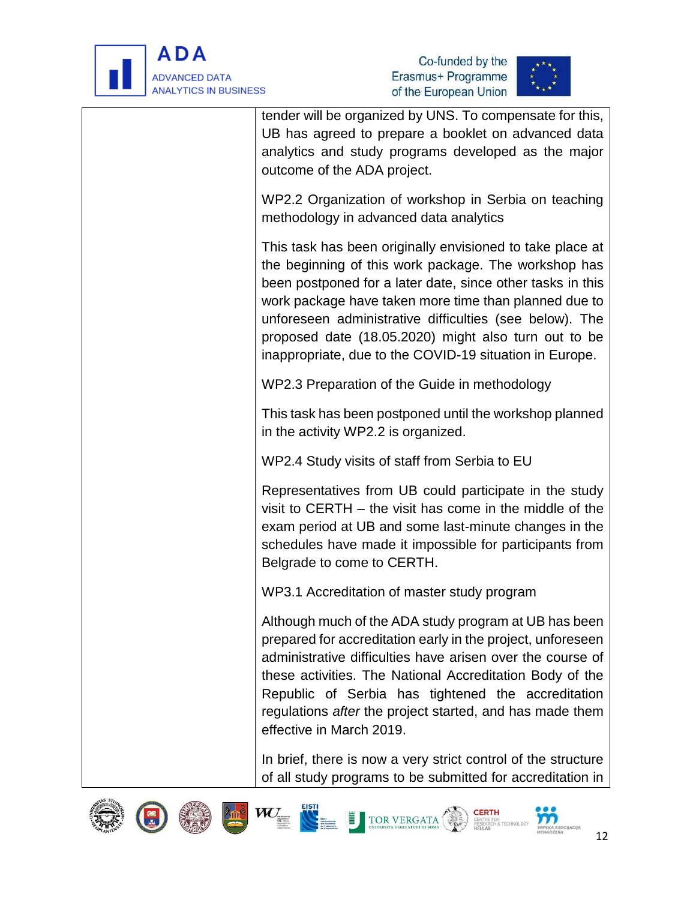| | tender will be organized by UNS. To compensate for this, UB has agreed to prepare a booklet on advanced data analytics and study programs developed as the major outcome of the ADA project.<br><br>WP2.2 Organization of workshop in Serbia on teaching methodology in advanced data analytics<br><br>This task has been originally envisioned to take place at the beginning of this work package. The workshop has been postponed for a later date, since other tasks in this work package have taken more time than planned due to unforeseen administrative difficulties (see below). The proposed date (18.05.2020) might also turn out to be inappropriate, due to the COVID-19 situation in Europe.<br><br>WP2.3 Preparation of the Guide in methodology<br><br>This task has been postponed until the workshop planned in the activity WP2.2 is organized.<br><br>WP2.4 Study visits of staff from Serbia to EU<br><br>Representatives from UB could participate in the study visit to CERTH – the visit has come in the middle of the exam period at UB and some last-minute changes in the schedules have made it impossible for participants from Belgrade to come to CERTH.<br><br>WP3.1 Accreditation of master study program<br><br>Although much of the ADA study program at UB has been prepared for accreditation early in the project, unforeseen administrative difficulties have arisen over the course of these activities. The National Accreditation Body of the Republic of Serbia has tightened the accreditation regulations *after* the project started, and has made them effective in March 2019.<br><br>In brief, there is now a very strict control of the structure of all study programs to be submitted for accreditation in |
|---|---|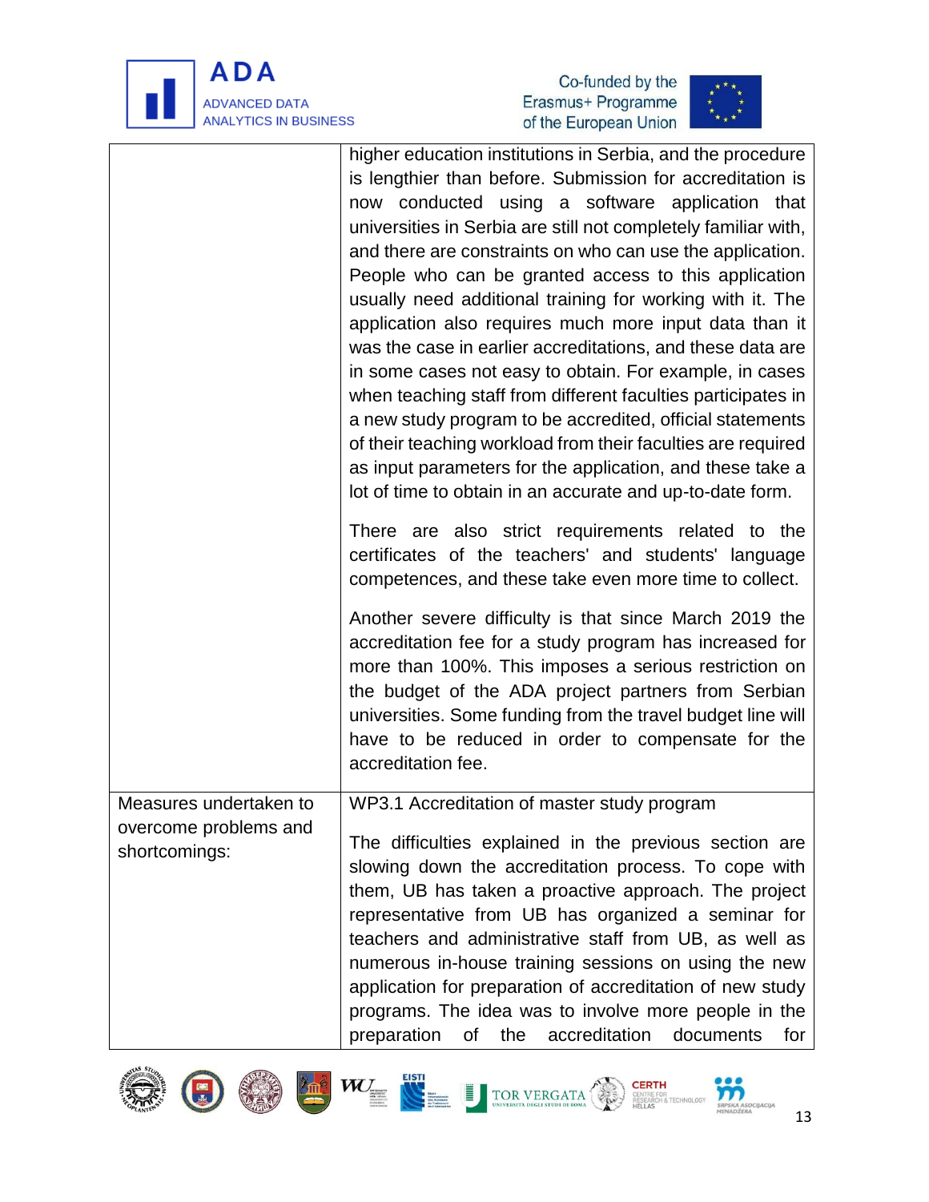| | |
|---|---|
| | higher education institutions in Serbia, and the procedure is lengthier than before. Submission for accreditation is now conducted using a software application that universities in Serbia are still not completely familiar with, and there are constraints on who can use the application. People who can be granted access to this application usually need additional training for working with it. The application also requires much more input data than it was the case in earlier accreditations, and these data are in some cases not easy to obtain. For example, in cases when teaching staff from different faculties participates in a new study program to be accredited, official statements of their teaching workload from their faculties are required as input parameters for the application, and these take a lot of time to obtain in an accurate and up-to-date form.<br><br>There are also strict requirements related to the certificates of the teachers' and students' language competences, and these take even more time to collect.<br><br>Another severe difficulty is that since March 2019 the accreditation fee for a study program has increased for more than 100%. This imposes a serious restriction on the budget of the ADA project partners from Serbian universities. Some funding from the travel budget line will have to be reduced in order to compensate for the accreditation fee. |
| Measures undertaken to overcome problems and shortcomings: | WP3.1 Accreditation of master study program<br><br>The difficulties explained in the previous section are slowing down the accreditation process. To cope with them, UB has taken a proactive approach. The project representative from UB has organized a seminar for teachers and administrative staff from UB, as well as numerous in-house training sessions on using the new application for preparation of accreditation of new study programs. The idea was to involve more people in the preparation of the accreditation documents for |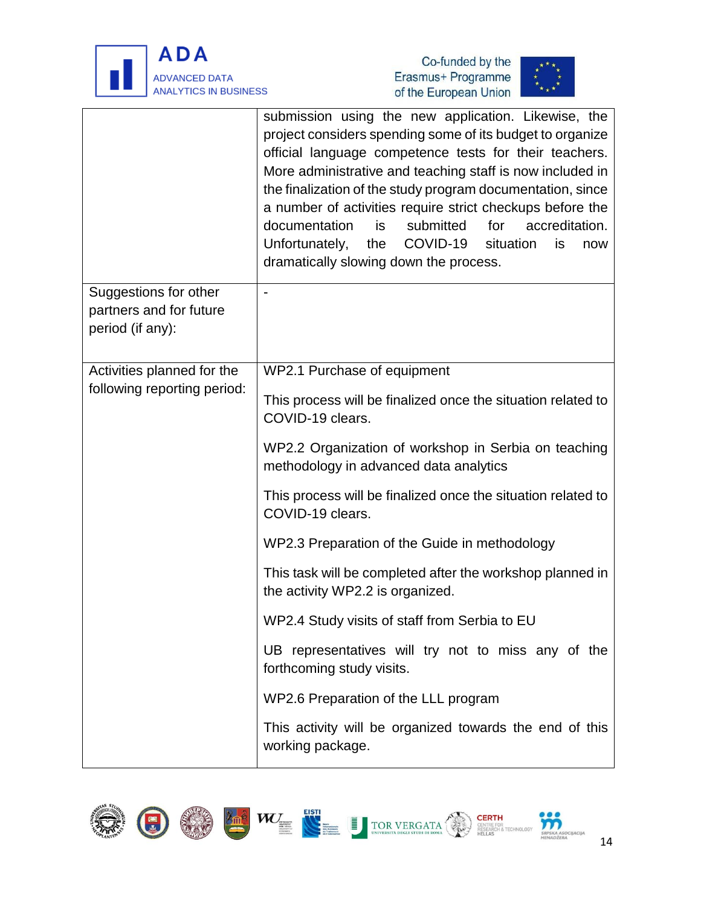| | |
|---|---|
| | submission using the new application. Likewise, the project considers spending some of its budget to organize official language competence tests for their teachers. More administrative and teaching staff is now included in the finalization of the study program documentation, since a number of activities require strict checkups before the documentation is submitted for accreditation. Unfortunately, the COVID-19 situation is now dramatically slowing down the process. |
| Suggestions for other partners and for future period (if any): | - |
| Activities planned for the following reporting period: | WP2.1 Purchase of equipment<br><br>This process will be finalized once the situation related to COVID-19 clears.<br><br>WP2.2 Organization of workshop in Serbia on teaching methodology in advanced data analytics<br><br>This process will be finalized once the situation related to COVID-19 clears.<br><br>WP2.3 Preparation of the Guide in methodology<br><br>This task will be completed after the workshop planned in the activity WP2.2 is organized.<br><br>WP2.4 Study visits of staff from Serbia to EU<br><br>UB representatives will try not to miss any of the forthcoming study visits.<br><br>WP2.6 Preparation of the LLL program<br><br>This activity will be organized towards the end of this working package. |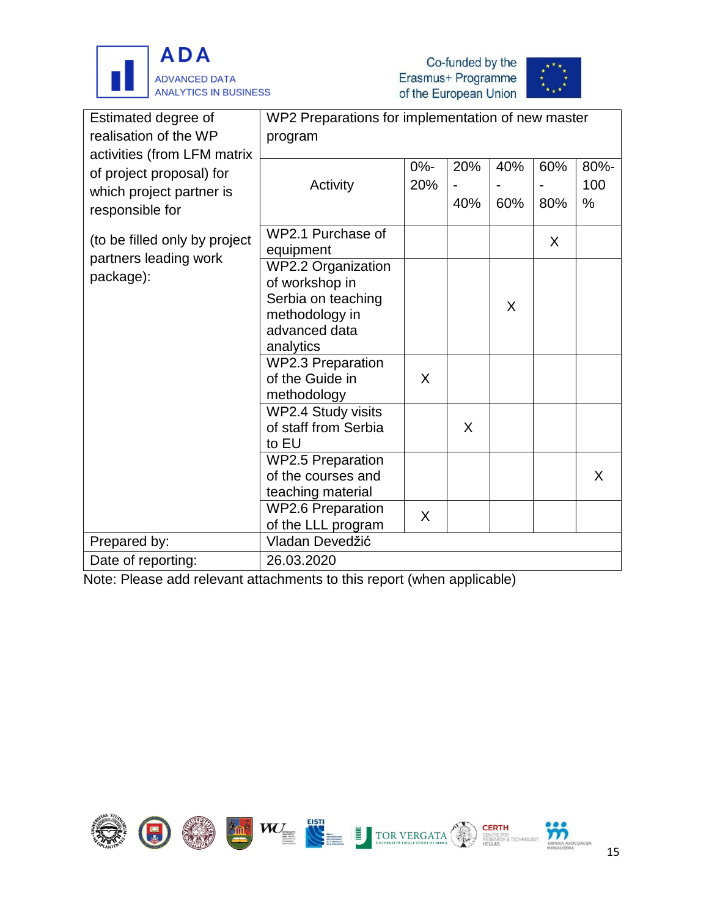| Estimated degree of realisation of the WP activities (from LFM matrix of project proposal) for which project partner is responsible for<br><br>(to be filled only by project partners leading work package): | WP2 Preparations for implementation of new master program | | | | | |
|---|---|---|---|---|---|---|
| | Activity | 0%-20% | 20% - 40% | 40% - 60% | 60% - 80% | 80%-100 % |
| | WP2.1 Purchase of equipment | | | | X | |
| | WP2.2 Organization of workshop in Serbia on teaching methodology in advanced data analytics | | | X | | |
| | WP2.3 Preparation of the Guide in methodology | X | | | | |
| | WP2.4 Study visits of staff from Serbia to EU | | X | | | |
| | WP2.5 Preparation of the courses and teaching material | | | | | X |
| | WP2.6 Preparation of the LLL program | X | | | | |
| Prepared by: | Vladan Devedžić | | | | | |
| Date of reporting: | 26.03.2020 | | | | | |

Note: Please add relevant attachments to this report (when applicable)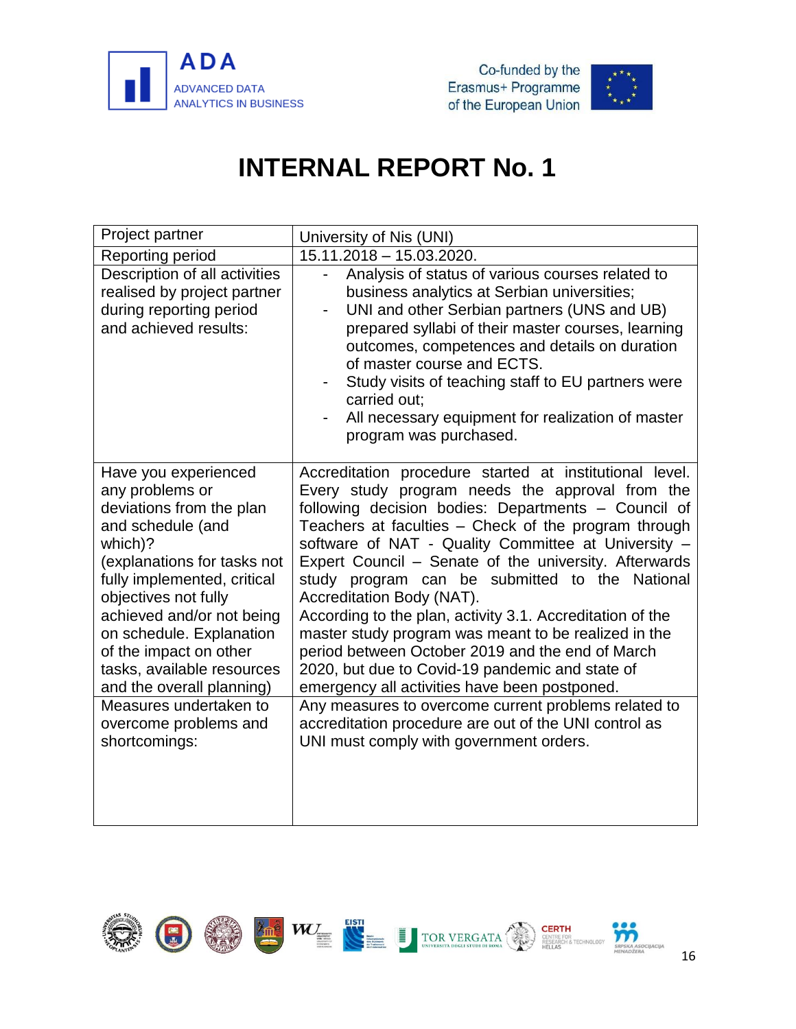# INTERNAL REPORT No. 1

| Project partner | University of Nis (UNI) |
|---|---|
| Reporting period | 15.11.2018 – 15.03.2020. |
| Description of all activities realised by project partner during reporting period and achieved results: | - Analysis of status of various courses related to business analytics at Serbian universities;<br>- UNI and other Serbian partners (UNS and UB) prepared syllabi of their master courses, learning outcomes, competences and details on duration of master course and ECTS.<br>- Study visits of teaching staff to EU partners were carried out;<br>- All necessary equipment for realization of master program was purchased. |
| Have you experienced any problems or deviations from the plan and schedule (and which)?<br>(explanations for tasks not fully implemented, critical objectives not fully achieved and/or not being on schedule. Explanation of the impact on other tasks, available resources and the overall planning) | Accreditation procedure started at institutional level. Every study program needs the approval from the following decision bodies: Departments – Council of Teachers at faculties – Check of the program through software of NAT - Quality Committee at University – Expert Council – Senate of the university. Afterwards study program can be submitted to the National Accreditation Body (NAT).<br>According to the plan, activity 3.1. Accreditation of the master study program was meant to be realized in the period between October 2019 and the end of March 2020, but due to Covid-19 pandemic and state of emergency all activities have been postponed. |
| Measures undertaken to overcome problems and shortcomings: | Any measures to overcome current problems related to accreditation procedure are out of the UNI control as UNI must comply with government orders. |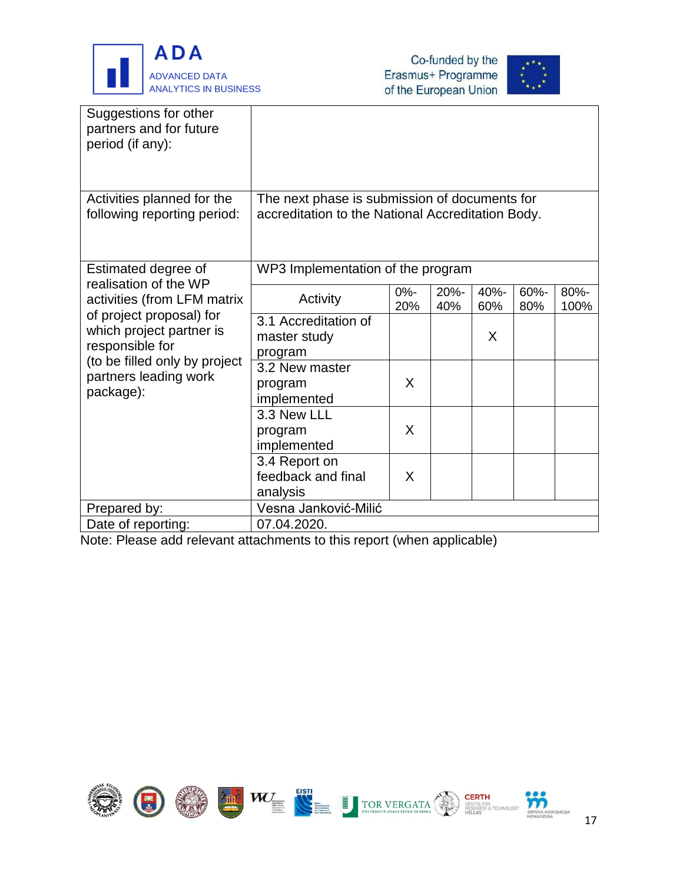| | | | | | | |
|---|---|---|---|---|---|---|
| Suggestions for other partners and for future period (if any): | | | | | | |
| Activities planned for the following reporting period: | The next phase is submission of documents for accreditation to the National Accreditation Body. | | | | | |
| Estimated degree of realisation of the WP activities (from LFM matrix of project proposal) for which project partner is responsible for (to be filled only by project partners leading work package): | WP3 Implementation of the program | | | | | |
| | Activity | 0%-20% | 20%-40% | 40%-60% | 60%-80% | 80%-100% |
| | 3.1 Accreditation of master study program | | | X | | |
| | 3.2 New master program implemented | X | | | | |
| | 3.3 New LLL program implemented | X | | | | |
| | 3.4 Report on feedback and final analysis | X | | | | |
| Prepared by: | Vesna Janković-Milić | | | | | |
| Date of reporting: | 07.04.2020. | | | | | |

Note: Please add relevant attachments to this report (when applicable)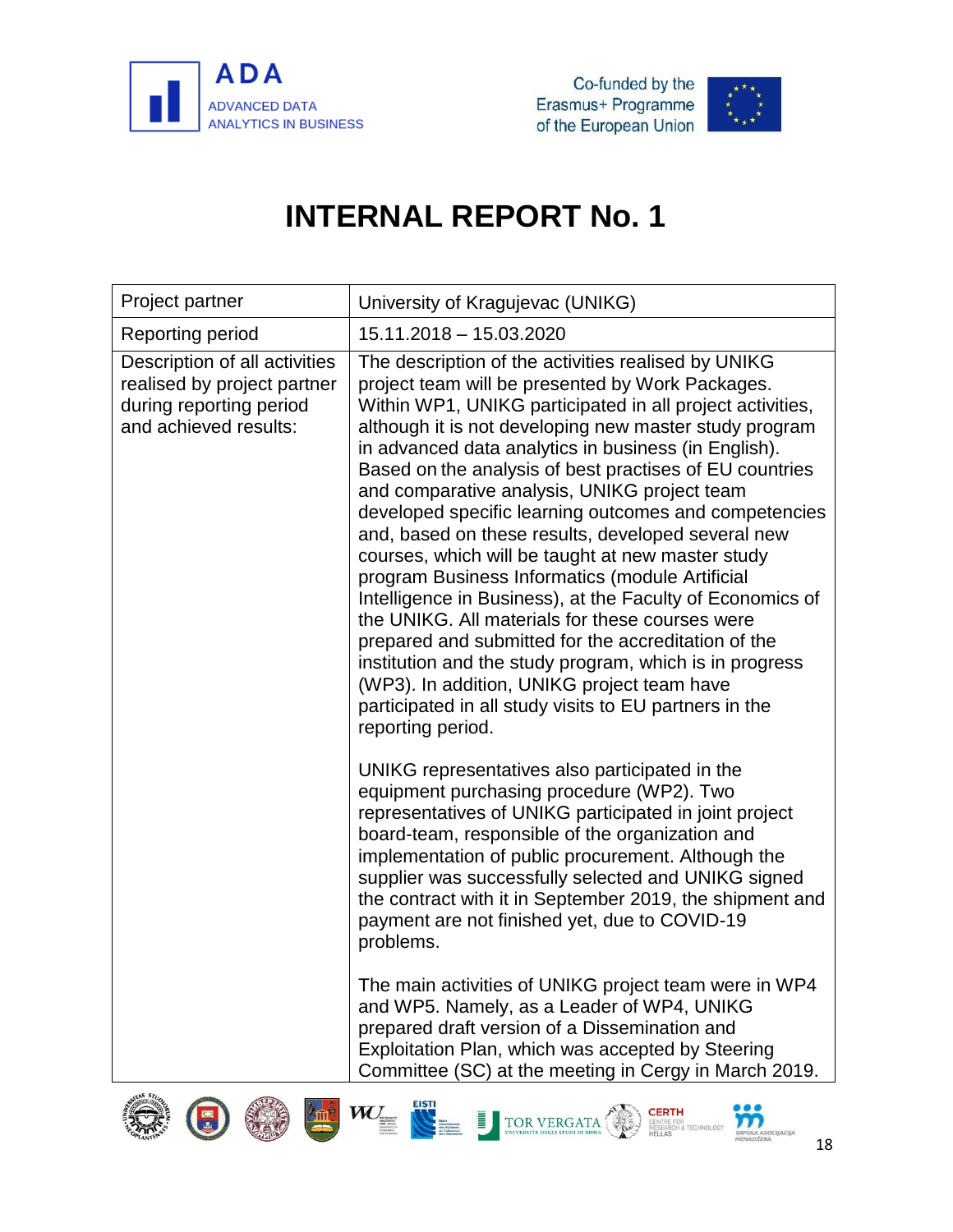# INTERNAL REPORT No. 1

| Project partner | University of Kragujevac (UNIKG) |
|---|---|
| Reporting period | 15.11.2018 – 15.03.2020 |
| Description of all activities realised by project partner during reporting period and achieved results: | The description of the activities realised by UNIKG project team will be presented by Work Packages. Within WP1, UNIKG participated in all project activities, although it is not developing new master study program in advanced data analytics in business (in English). Based on the analysis of best practises of EU countries and comparative analysis, UNIKG project team developed specific learning outcomes and competencies and, based on these results, developed several new courses, which will be taught at new master study program Business Informatics (module Artificial Intelligence in Business), at the Faculty of Economics of the UNIKG. All materials for these courses were prepared and submitted for the accreditation of the institution and the study program, which is in progress (WP3). In addition, UNIKG project team have participated in all study visits to EU partners in the reporting period.<br><br>UNIKG representatives also participated in the equipment purchasing procedure (WP2). Two representatives of UNIKG participated in joint project board-team, responsible of the organization and implementation of public procurement. Although the supplier was successfully selected and UNIKG signed the contract with it in September 2019, the shipment and payment are not finished yet, due to COVID-19 problems.<br><br>The main activities of UNIKG project team were in WP4 and WP5. Namely, as a Leader of WP4, UNIKG prepared draft version of a Dissemination and Exploitation Plan, which was accepted by Steering Committee (SC) at the meeting in Cergy in March 2019. |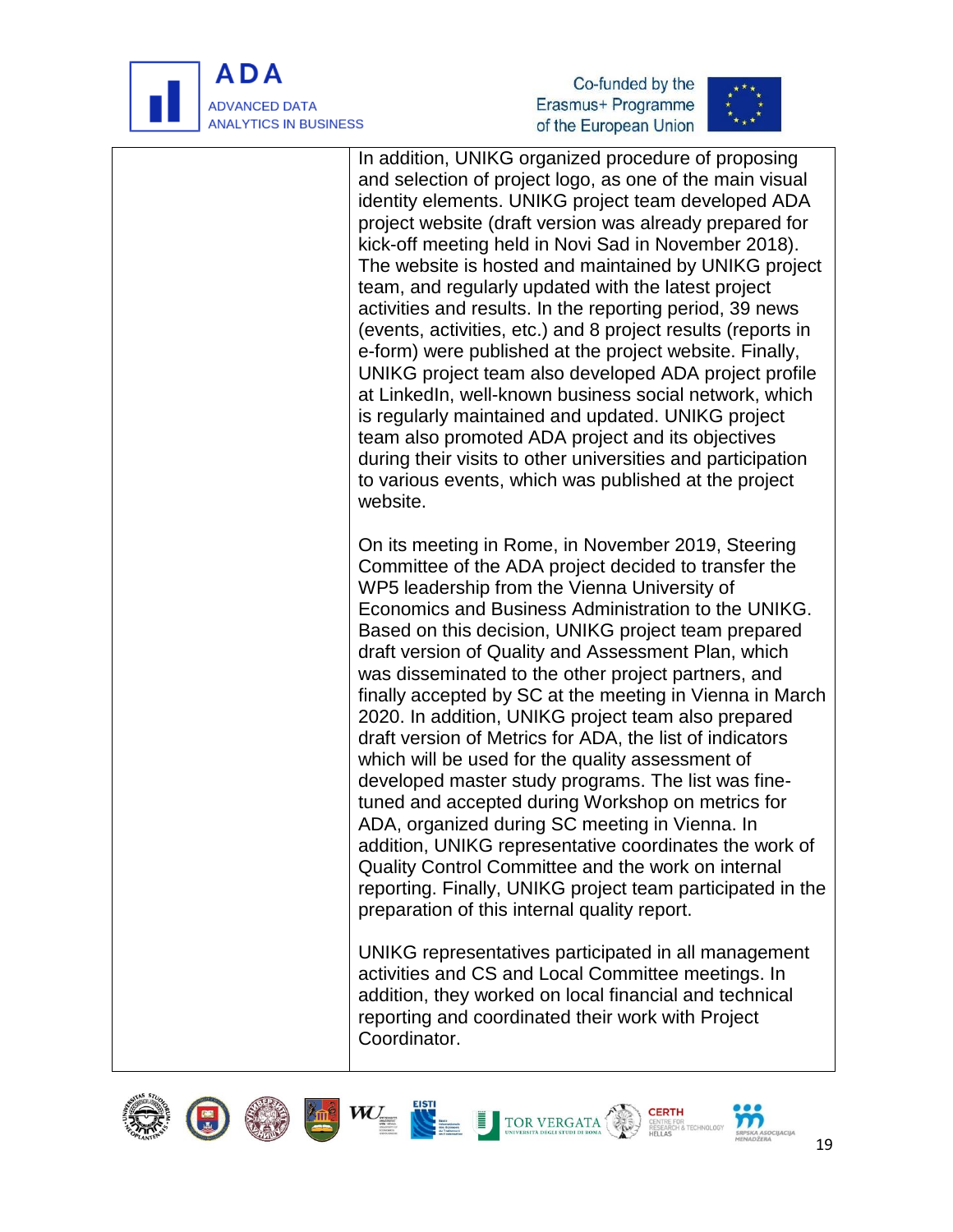| | |
|---|---|
| | In addition, UNIKG organized procedure of proposing and selection of project logo, as one of the main visual identity elements. UNIKG project team developed ADA project website (draft version was already prepared for kick-off meeting held in Novi Sad in November 2018). The website is hosted and maintained by UNIKG project team, and regularly updated with the latest project activities and results. In the reporting period, 39 news (events, activities, etc.) and 8 project results (reports in e-form) were published at the project website. Finally, UNIKG project team also developed ADA project profile at LinkedIn, well-known business social network, which is regularly maintained and updated. UNIKG project team also promoted ADA project and its objectives during their visits to other universities and participation to various events, which was published at the project website.<br><br>On its meeting in Rome, in November 2019, Steering Committee of the ADA project decided to transfer the WP5 leadership from the Vienna University of Economics and Business Administration to the UNIKG. Based on this decision, UNIKG project team prepared draft version of Quality and Assessment Plan, which was disseminated to the other project partners, and finally accepted by SC at the meeting in Vienna in March 2020. In addition, UNIKG project team also prepared draft version of Metrics for ADA, the list of indicators which will be used for the quality assessment of developed master study programs. The list was fine-tuned and accepted during Workshop on metrics for ADA, organized during SC meeting in Vienna. In addition, UNIKG representative coordinates the work of Quality Control Committee and the work on internal reporting. Finally, UNIKG project team participated in the preparation of this internal quality report.<br><br>UNIKG representatives participated in all management activities and CS and Local Committee meetings. In addition, they worked on local financial and technical reporting and coordinated their work with Project Coordinator. |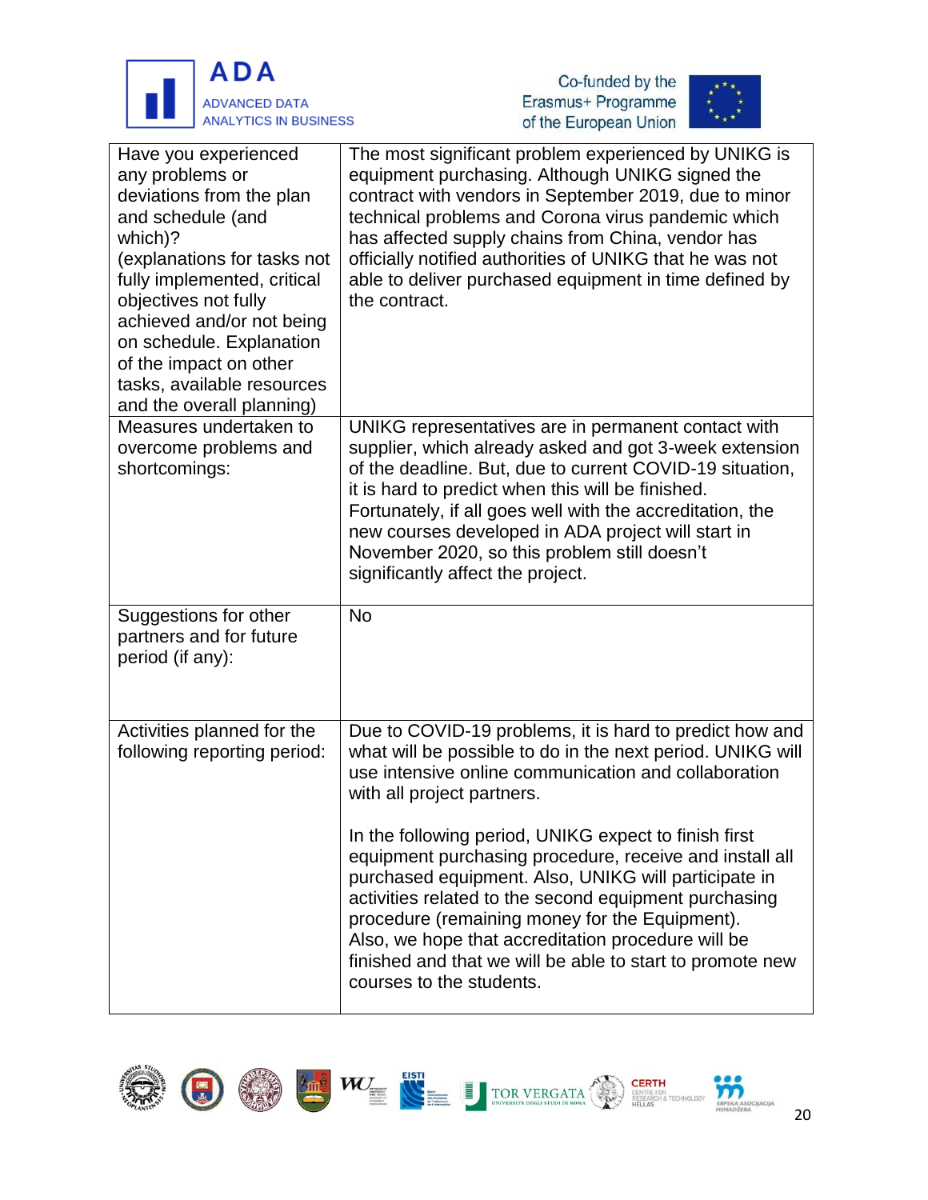| | |
|---|---|
| Have you experienced any problems or deviations from the plan and schedule (and which)?<br>(explanations for tasks not fully implemented, critical objectives not fully achieved and/or not being on schedule. Explanation of the impact on other tasks, available resources and the overall planning) | The most significant problem experienced by UNIKG is equipment purchasing. Although UNIKG signed the contract with vendors in September 2019, due to minor technical problems and Corona virus pandemic which has affected supply chains from China, vendor has officially notified authorities of UNIKG that he was not able to deliver purchased equipment in time defined by the contract. |
| Measures undertaken to overcome problems and shortcomings: | UNIKG representatives are in permanent contact with supplier, which already asked and got 3-week extension of the deadline. But, due to current COVID-19 situation, it is hard to predict when this will be finished. Fortunately, if all goes well with the accreditation, the new courses developed in ADA project will start in November 2020, so this problem still doesn't significantly affect the project. |
| Suggestions for other partners and for future period (if any): | No |
| Activities planned for the following reporting period: | Due to COVID-19 problems, it is hard to predict how and what will be possible to do in the next period. UNIKG will use intensive online communication and collaboration with all project partners.<br><br>In the following period, UNIKG expect to finish first equipment purchasing procedure, receive and install all purchased equipment. Also, UNIKG will participate in activities related to the second equipment purchasing procedure (remaining money for the Equipment). Also, we hope that accreditation procedure will be finished and that we will be able to start to promote new courses to the students. |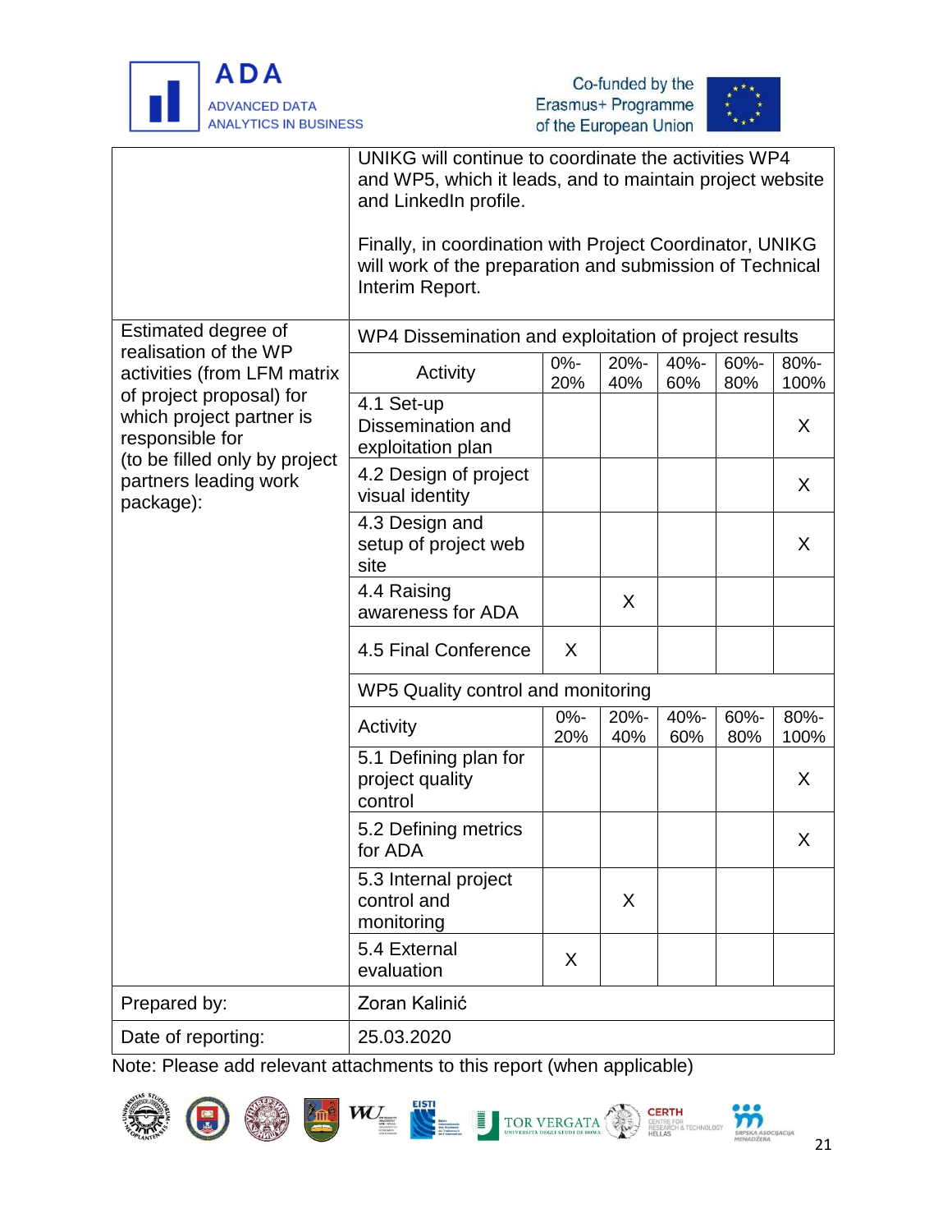| | |
|---|---|
| | UNIKG will continue to coordinate the activities WP4 and WP5, which it leads, and to maintain project website and LinkedIn profile.<br><br>Finally, in coordination with Project Coordinator, UNIKG will work of the preparation and submission of Technical Interim Report. |

| Estimated degree of realisation of the WP activities (from LFM matrix of project proposal) for which project partner is responsible for (to be filled only by project partners leading work package): | WP4 Dissemination and exploitation of project results | | | | | |
|---|---|---|---|---|---|---|
| | Activity | 0%-20% | 20%-40% | 40%-60% | 60%-80% | 80%-100% |
| | 4.1 Set-up Dissemination and exploitation plan | | | | | X |
| | 4.2 Design of project visual identity | | | | | X |
| | 4.3 Design and setup of project web site | | | | | X |
| | 4.4 Raising awareness for ADA | | X | | | |
| | 4.5 Final Conference | X | | | | |
| | WP5 Quality control and monitoring | | | | | |
| | Activity | 0%-20% | 20%-40% | 40%-60% | 60%-80% | 80%-100% |
| | 5.1 Defining plan for project quality control | | | | | X |
| | 5.2 Defining metrics for ADA | | | | | X |
| | 5.3 Internal project control and monitoring | | X | | | |
| | 5.4 External evaluation | X | | | | |
| Prepared by: | Zoran Kalinić | | | | | |
| Date of reporting: | 25.03.2020 | | | | | |

Note: Please add relevant attachments to this report (when applicable)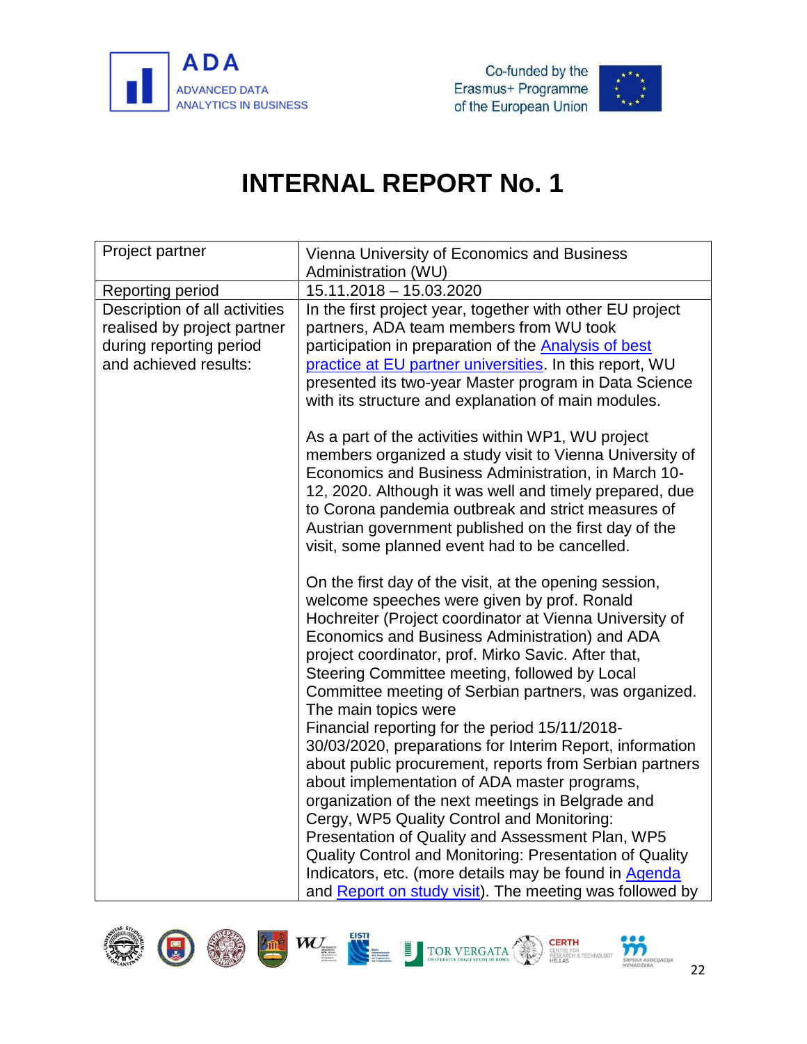# INTERNAL REPORT No. 1

| Project partner | Vienna University of Economics and Business Administration (WU) |
| --- | --- |
| Reporting period | 15.11.2018 – 15.03.2020 |
| Description of all activities realised by project partner during reporting period and achieved results: | In the first project year, together with other EU project partners, ADA team members from WU took participation in preparation of the [Analysis of best practice at EU partner universities](). In this report, WU presented its two-year Master program in Data Science with its structure and explanation of main modules.<br><br>As a part of the activities within WP1, WU project members organized a study visit to Vienna University of Economics and Business Administration, in March 10-12, 2020. Although it was well and timely prepared, due to Corona pandemia outbreak and strict measures of Austrian government published on the first day of the visit, some planned event had to be cancelled.<br><br>On the first day of the visit, at the opening session, welcome speeches were given by prof. Ronald Hochreiter (Project coordinator at Vienna University of Economics and Business Administration) and ADA project coordinator, prof. Mirko Savic. After that, Steering Committee meeting, followed by Local Committee meeting of Serbian partners, was organized. The main topics were<br>Financial reporting for the period 15/11/2018-30/03/2020, preparations for Interim Report, information about public procurement, reports from Serbian partners about implementation of ADA master programs, organization of the next meetings in Belgrade and Cergy, WP5 Quality Control and Monitoring: Presentation of Quality and Assessment Plan, WP5 Quality Control and Monitoring: Presentation of Quality Indicators, etc. (more details may be found in [Agenda]() and [Report on study visit]()). The meeting was followed by |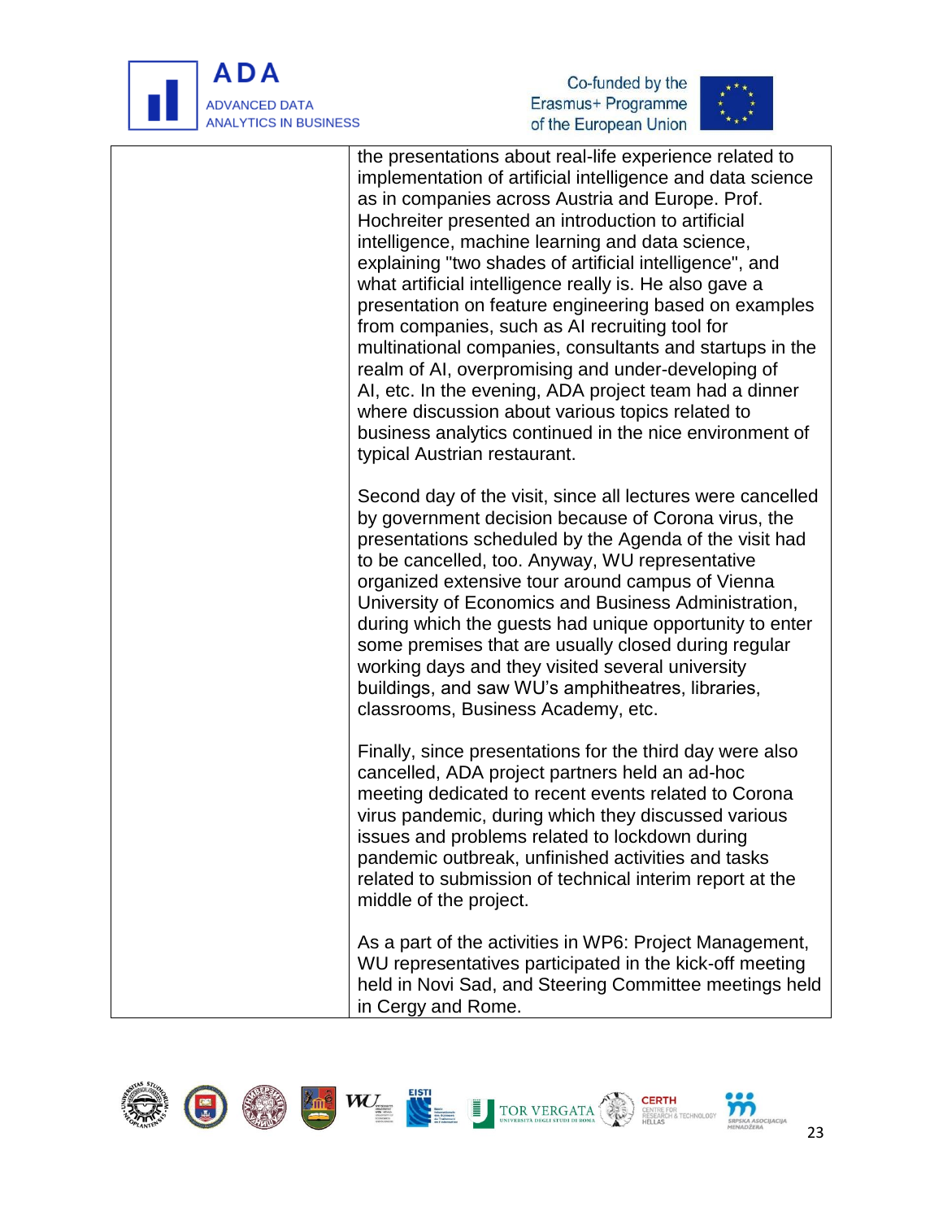| | |
|---|---|
| | the presentations about real-life experience related to implementation of artificial intelligence and data science as in companies across Austria and Europe. Prof. Hochreiter presented an introduction to artificial intelligence, machine learning and data science, explaining "two shades of artificial intelligence", and what artificial intelligence really is. He also gave a presentation on feature engineering based on examples from companies, such as AI recruiting tool for multinational companies, consultants and startups in the realm of AI, overpromising and under-developing of AI, etc. In the evening, ADA project team had a dinner where discussion about various topics related to business analytics continued in the nice environment of typical Austrian restaurant.<br><br>Second day of the visit, since all lectures were cancelled by government decision because of Corona virus, the presentations scheduled by the Agenda of the visit had to be cancelled, too. Anyway, WU representative organized extensive tour around campus of Vienna University of Economics and Business Administration, during which the guests had unique opportunity to enter some premises that are usually closed during regular working days and they visited several university buildings, and saw WU's amphitheatres, libraries, classrooms, Business Academy, etc.<br><br>Finally, since presentations for the third day were also cancelled, ADA project partners held an ad-hoc meeting dedicated to recent events related to Corona virus pandemic, during which they discussed various issues and problems related to lockdown during pandemic outbreak, unfinished activities and tasks related to submission of technical interim report at the middle of the project.<br><br>As a part of the activities in WP6: Project Management, WU representatives participated in the kick-off meeting held in Novi Sad, and Steering Committee meetings held in Cergy and Rome. |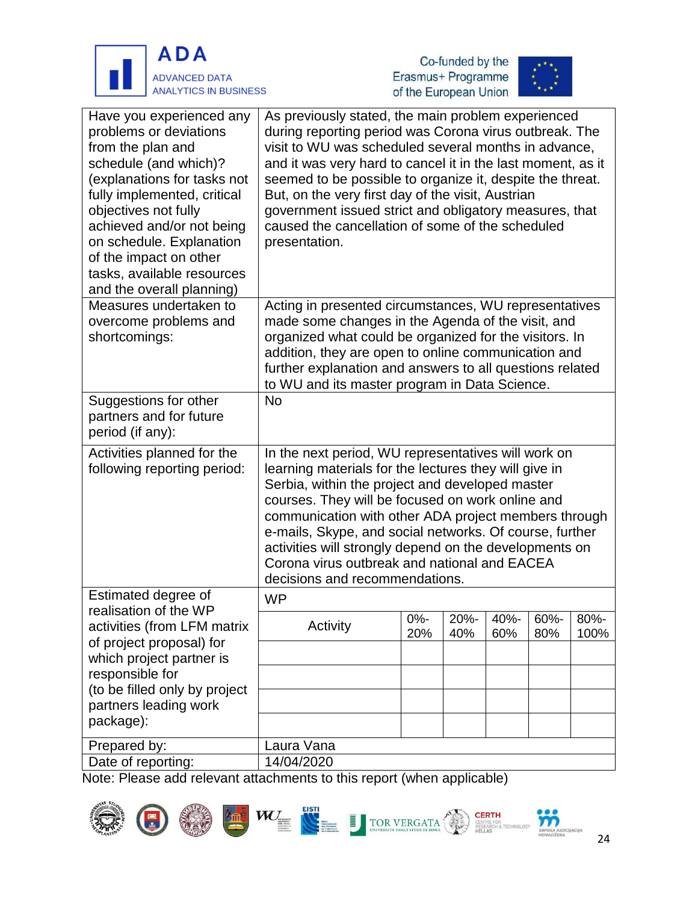| | |
|---|---|
| Have you experienced any problems or deviations from the plan and schedule (and which)? (explanations for tasks not fully implemented, critical objectives not fully achieved and/or not being on schedule. Explanation of the impact on other tasks, available resources and the overall planning) | As previously stated, the main problem experienced during reporting period was Corona virus outbreak. The visit to WU was scheduled several months in advance, and it was very hard to cancel it in the last moment, as it seemed to be possible to organize it, despite the threat. But, on the very first day of the visit, Austrian government issued strict and obligatory measures, that caused the cancellation of some of the scheduled presentation. |
| Measures undertaken to overcome problems and shortcomings: | Acting in presented circumstances, WU representatives made some changes in the Agenda of the visit, and organized what could be organized for the visitors. In addition, they are open to online communication and further explanation and answers to all questions related to WU and its master program in Data Science. |
| Suggestions for other partners and for future period (if any): | No |
| Activities planned for the following reporting period: | In the next period, WU representatives will work on learning materials for the lectures they will give in Serbia, within the project and developed master courses. They will be focused on work online and communication with other ADA project members through e-mails, Skype, and social networks. Of course, further activities will strongly depend on the developments on Corona virus outbreak and national and EACEA decisions and recommendations. |
| Estimated degree of realisation of the WP activities (from LFM matrix of project proposal) for which project partner is responsible for (to be filled only by project partners leading work package): | WP |
| Prepared by: | Laura Vana |
| Date of reporting: | 14/04/2020 |

| Activity | 0%-20% | 20%-40% | 40%-60% | 60%-80% | 80%-100% |
|---|---|---|---|---|---|
| | | | | | |
| | | | | | |
| | | | | | |
| | | | | | |

Note: Please add relevant attachments to this report (when applicable)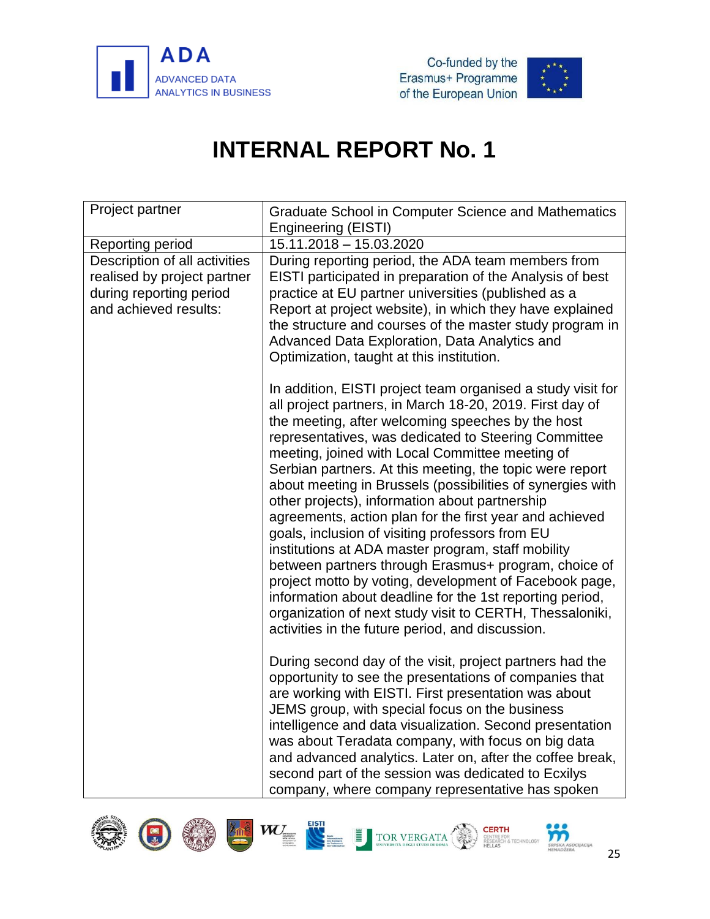# INTERNAL REPORT No. 1

| Project partner | Graduate School in Computer Science and Mathematics Engineering (EISTI) |
| --- | --- |
| Reporting period | 15.11.2018 – 15.03.2020 |
| Description of all activities realised by project partner during reporting period and achieved results: | During reporting period, the ADA team members from EISTI participated in preparation of the Analysis of best practice at EU partner universities (published as a Report at project website), in which they have explained the structure and courses of the master study program in Advanced Data Exploration, Data Analytics and Optimization, taught at this institution.<br><br>In addition, EISTI project team organised a study visit for all project partners, in March 18-20, 2019. First day of the meeting, after welcoming speeches by the host representatives, was dedicated to Steering Committee meeting, joined with Local Committee meeting of Serbian partners. At this meeting, the topic were report about meeting in Brussels (possibilities of synergies with other projects), information about partnership agreements, action plan for the first year and achieved goals, inclusion of visiting professors from EU institutions at ADA master program, staff mobility between partners through Erasmus+ program, choice of project motto by voting, development of Facebook page, information about deadline for the 1st reporting period, organization of next study visit to CERTH, Thessaloniki, activities in the future period, and discussion.<br><br>During second day of the visit, project partners had the opportunity to see the presentations of companies that are working with EISTI. First presentation was about JEMS group, with special focus on the business intelligence and data visualization. Second presentation was about Teradata company, with focus on big data and advanced analytics. Later on, after the coffee break, second part of the session was dedicated to Ecxilys company, where company representative has spoken |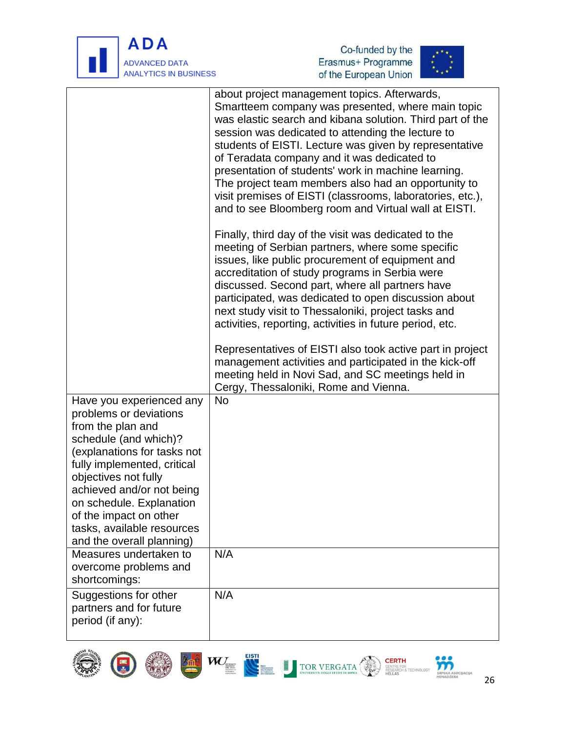| | |
|---|---|
| | about project management topics. Afterwards, Smartteem company was presented, where main topic was elastic search and kibana solution. Third part of the session was dedicated to attending the lecture to students of EISTI. Lecture was given by representative of Teradata company and it was dedicated to presentation of students' work in machine learning. The project team members also had an opportunity to visit premises of EISTI (classrooms, laboratories, etc.), and to see Bloomberg room and Virtual wall at EISTI.<br><br>Finally, third day of the visit was dedicated to the meeting of Serbian partners, where some specific issues, like public procurement of equipment and accreditation of study programs in Serbia were discussed. Second part, where all partners have participated, was dedicated to open discussion about next study visit to Thessaloniki, project tasks and activities, reporting, activities in future period, etc.<br><br>Representatives of EISTI also took active part in project management activities and participated in the kick-off meeting held in Novi Sad, and SC meetings held in Cergy, Thessaloniki, Rome and Vienna. |
| Have you experienced any problems or deviations from the plan and schedule (and which)? (explanations for tasks not fully implemented, critical objectives not fully achieved and/or not being on schedule. Explanation of the impact on other tasks, available resources and the overall planning) | No |
| Measures undertaken to overcome problems and shortcomings: | N/A |
| Suggestions for other partners and for future period (if any): | N/A |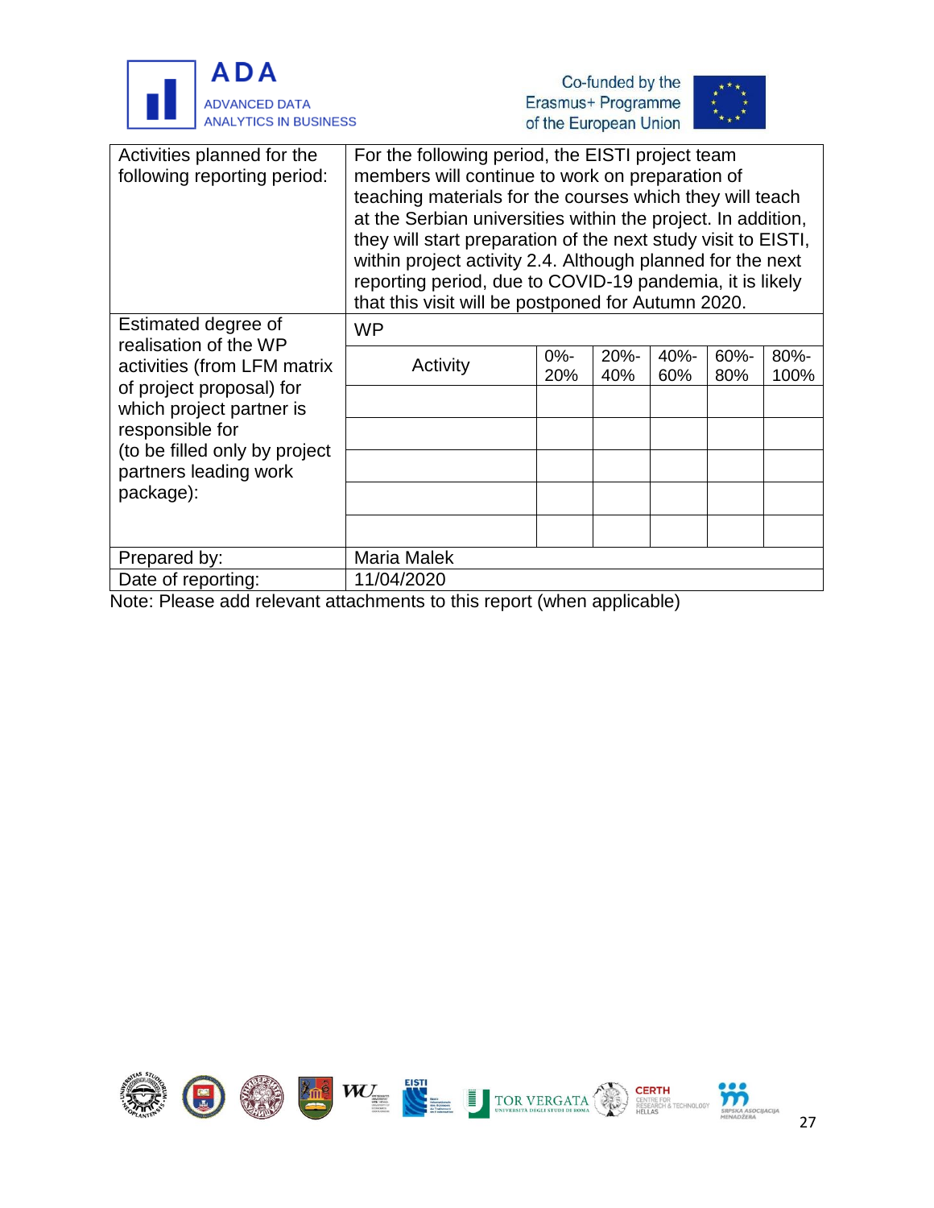| Activities planned for the following reporting period: | For the following period, the EISTI project team members will continue to work on preparation of teaching materials for the courses which they will teach at the Serbian universities within the project. In addition, they will start preparation of the next study visit to EISTI, within project activity 2.4. Although planned for the next reporting period, due to COVID-19 pandemia, it is likely that this visit will be postponed for Autumn 2020. | | | | | |
|---|---|---|---|---|---|---|
| Estimated degree of realisation of the WP activities (from LFM matrix of project proposal) for which project partner is responsible for (to be filled only by project partners leading work package): | WP | | | | | |
| | Activity | 0%-20% | 20%-40% | 40%-60% | 60%-80% | 80%-100% |
| | | | | | | |
| | | | | | | |
| | | | | | | |
| | | | | | | |
| | | | | | | |
| Prepared by: | Maria Malek | | | | | |
| Date of reporting: | 11/04/2020 | | | | | |

Note: Please add relevant attachments to this report (when applicable)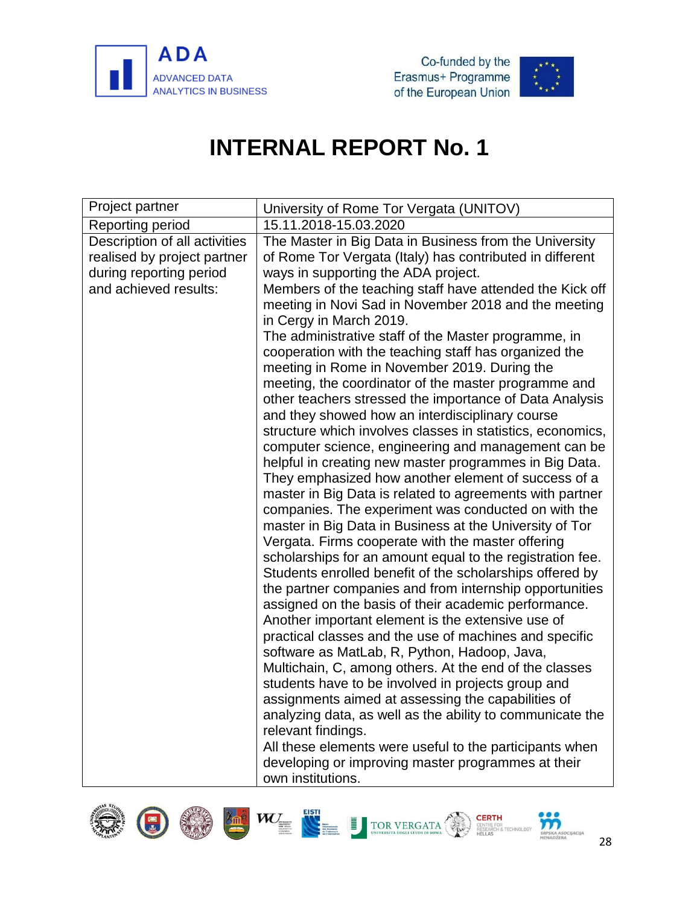# INTERNAL REPORT No. 1

| Project partner | University of Rome Tor Vergata (UNITOV) |
|---|---|
| Reporting period | 15.11.2018-15.03.2020 |
| Description of all activities realised by project partner during reporting period and achieved results: | The Master in Big Data in Business from the University of Rome Tor Vergata (Italy) has contributed in different ways in supporting the ADA project.<br>Members of the teaching staff have attended the Kick off meeting in Novi Sad in November 2018 and the meeting in Cergy in March 2019.<br>The administrative staff of the Master programme, in cooperation with the teaching staff has organized the meeting in Rome in November 2019. During the meeting, the coordinator of the master programme and other teachers stressed the importance of Data Analysis and they showed how an interdisciplinary course structure which involves classes in statistics, economics, computer science, engineering and management can be helpful in creating new master programmes in Big Data. They emphasized how another element of success of a master in Big Data is related to agreements with partner companies. The experiment was conducted on with the master in Big Data in Business at the University of Tor Vergata. Firms cooperate with the master offering scholarships for an amount equal to the registration fee. Students enrolled benefit of the scholarships offered by the partner companies and from internship opportunities assigned on the basis of their academic performance. Another important element is the extensive use of practical classes and the use of machines and specific software as MatLab, R, Python, Hadoop, Java, Multichain, C, among others. At the end of the classes students have to be involved in projects group and assignments aimed at assessing the capabilities of analyzing data, as well as the ability to communicate the relevant findings.<br>All these elements were useful to the participants when developing or improving master programmes at their own institutions. |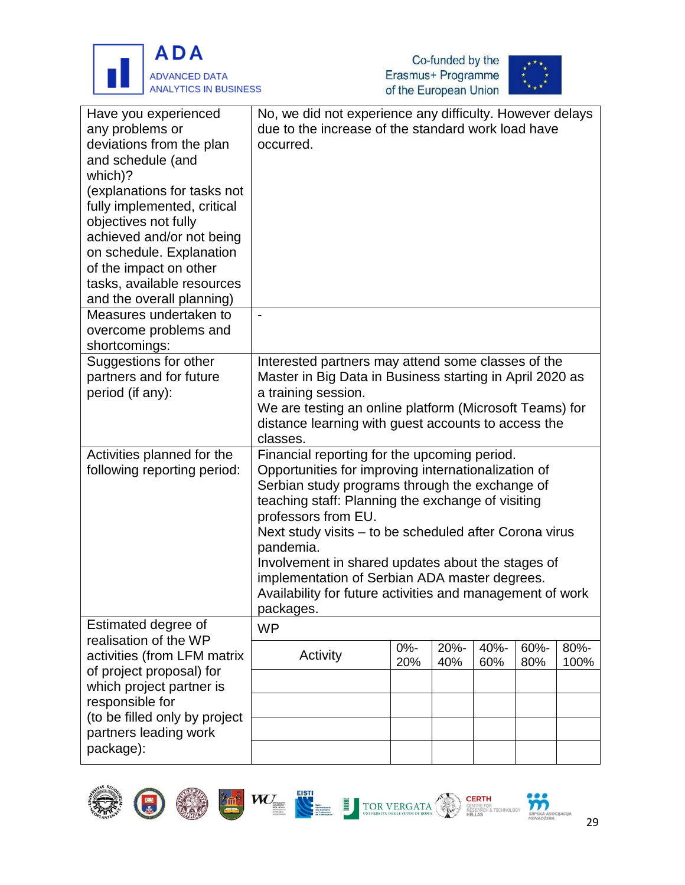| | |
|---|---|
| Have you experienced any problems or deviations from the plan and schedule (and which)? (explanations for tasks not fully implemented, critical objectives not fully achieved and/or not being on schedule. Explanation of the impact on other tasks, available resources and the overall planning) | No, we did not experience any difficulty. However delays due to the increase of the standard work load have occurred. |
| Measures undertaken to overcome problems and shortcomings: | - |
| Suggestions for other partners and for future period (if any): | Interested partners may attend some classes of the Master in Big Data in Business starting in April 2020 as a training session.<br>We are testing an online platform (Microsoft Teams) for distance learning with guest accounts to access the classes. |
| Activities planned for the following reporting period: | Financial reporting for the upcoming period.<br>Opportunities for improving internationalization of Serbian study programs through the exchange of teaching staff: Planning the exchange of visiting professors from EU.<br>Next study visits – to be scheduled after Corona virus pandemia.<br>Involvement in shared updates about the stages of implementation of Serbian ADA master degrees.<br>Availability for future activities and management of work packages. |

**Estimated degree of realisation of the WP activities (from LFM matrix of project proposal) for which project partner is responsible for (to be filled only by project partners leading work package):**

WP

| Activity | 0%-20% | 20%-40% | 40%-60% | 60%-80% | 80%-100% |
|---|---|---|---|---|---|
| | | | | | |
| | | | | | |
| | | | | | |
| | | | | | |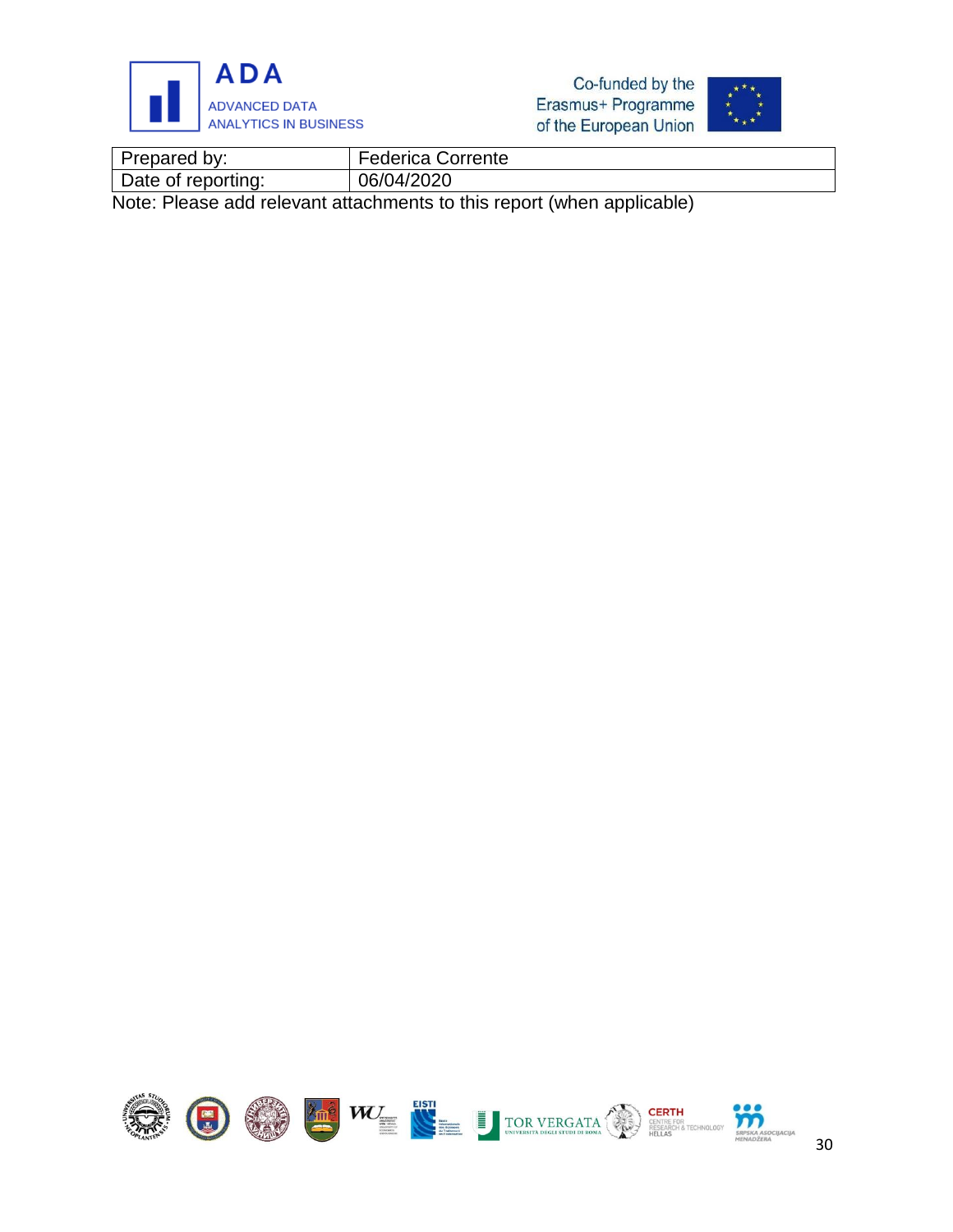| Prepared by: | Federica Corrente |
| --- | --- |
| Date of reporting: | 06/04/2020 |

Note: Please add relevant attachments to this report (when applicable)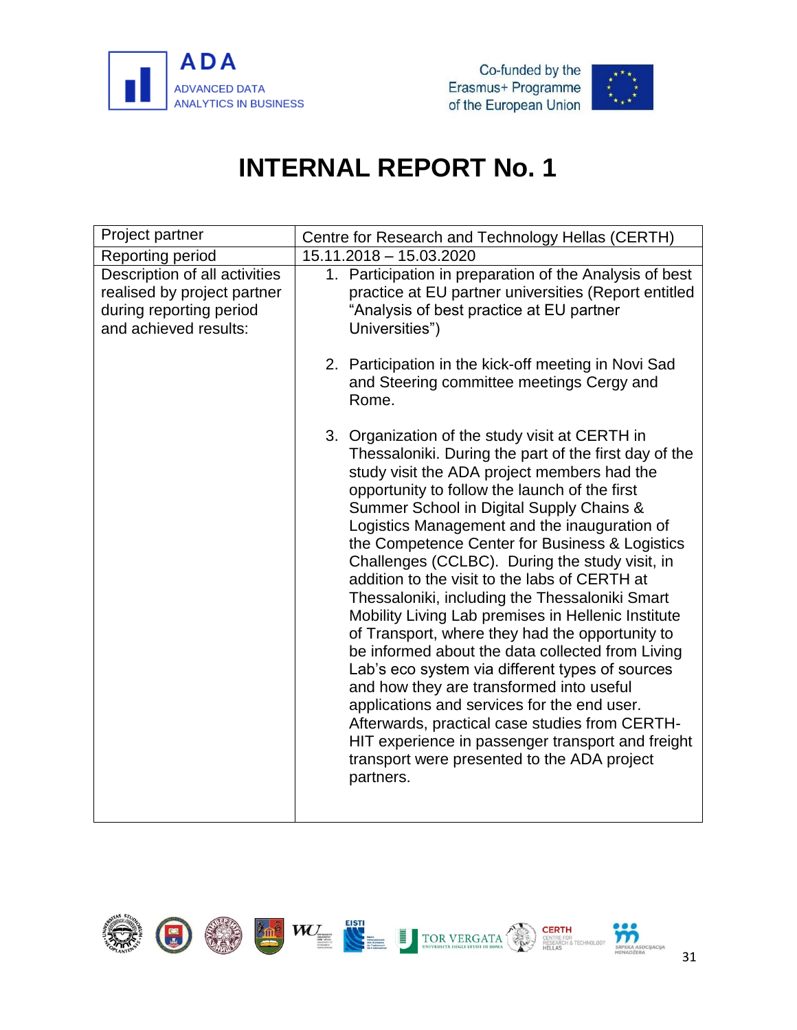# INTERNAL REPORT No. 1

| Project partner | Centre for Research and Technology Hellas (CERTH) |
|---|---|
| Reporting period | 15.11.2018 – 15.03.2020 |
| Description of all activities realised by project partner during reporting period and achieved results: | 1. Participation in preparation of the Analysis of best practice at EU partner universities (Report entitled "Analysis of best practice at EU partner Universities")<br><br>2. Participation in the kick-off meeting in Novi Sad and Steering committee meetings Cergy and Rome.<br><br>3. Organization of the study visit at CERTH in Thessaloniki. During the part of the first day of the study visit the ADA project members had the opportunity to follow the launch of the first Summer School in Digital Supply Chains & Logistics Management and the inauguration of the Competence Center for Business & Logistics Challenges (CCLBC). During the study visit, in addition to the visit to the labs of CERTH at Thessaloniki, including the Thessaloniki Smart Mobility Living Lab premises in Hellenic Institute of Transport, where they had the opportunity to be informed about the data collected from Living Lab's eco system via different types of sources and how they are transformed into useful applications and services for the end user. Afterwards, practical case studies from CERTH-HIT experience in passenger transport and freight transport were presented to the ADA project partners. |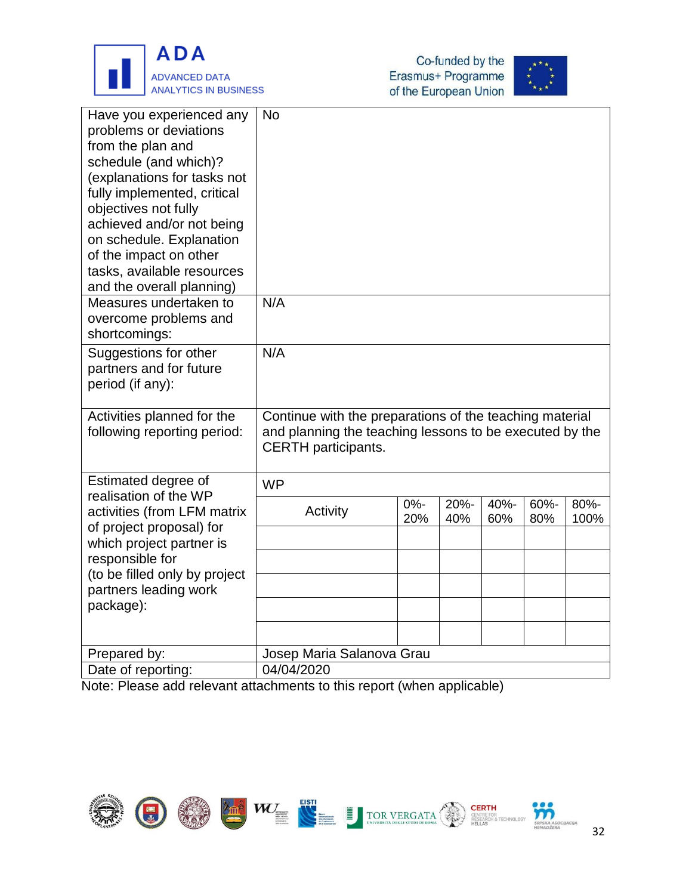| | |
|---|---|
| Have you experienced any problems or deviations from the plan and schedule (and which)? (explanations for tasks not fully implemented, critical objectives not fully achieved and/or not being on schedule. Explanation of the impact on other tasks, available resources and the overall planning) | No |
| Measures undertaken to overcome problems and shortcomings: | N/A |
| Suggestions for other partners and for future period (if any): | N/A |
| Activities planned for the following reporting period: | Continue with the preparations of the teaching material and planning the teaching lessons to be executed by the CERTH participants. |

| Estimated degree of realisation of the WP activities (from LFM matrix of project proposal) for which project partner is responsible for (to be filled only by project partners leading work package): | WP | | | | | |
|---|---|---|---|---|---|---|
| | Activity | 0%-20% | 20%-40% | 40%-60% | 60%-80% | 80%-100% |
| | | | | | | |
| | | | | | | |
| | | | | | | |
| | | | | | | |
| | | | | | | |

| | |
|---|---|
| Prepared by: | Josep Maria Salanova Grau |
| Date of reporting: | 04/04/2020 |

Note: Please add relevant attachments to this report (when applicable)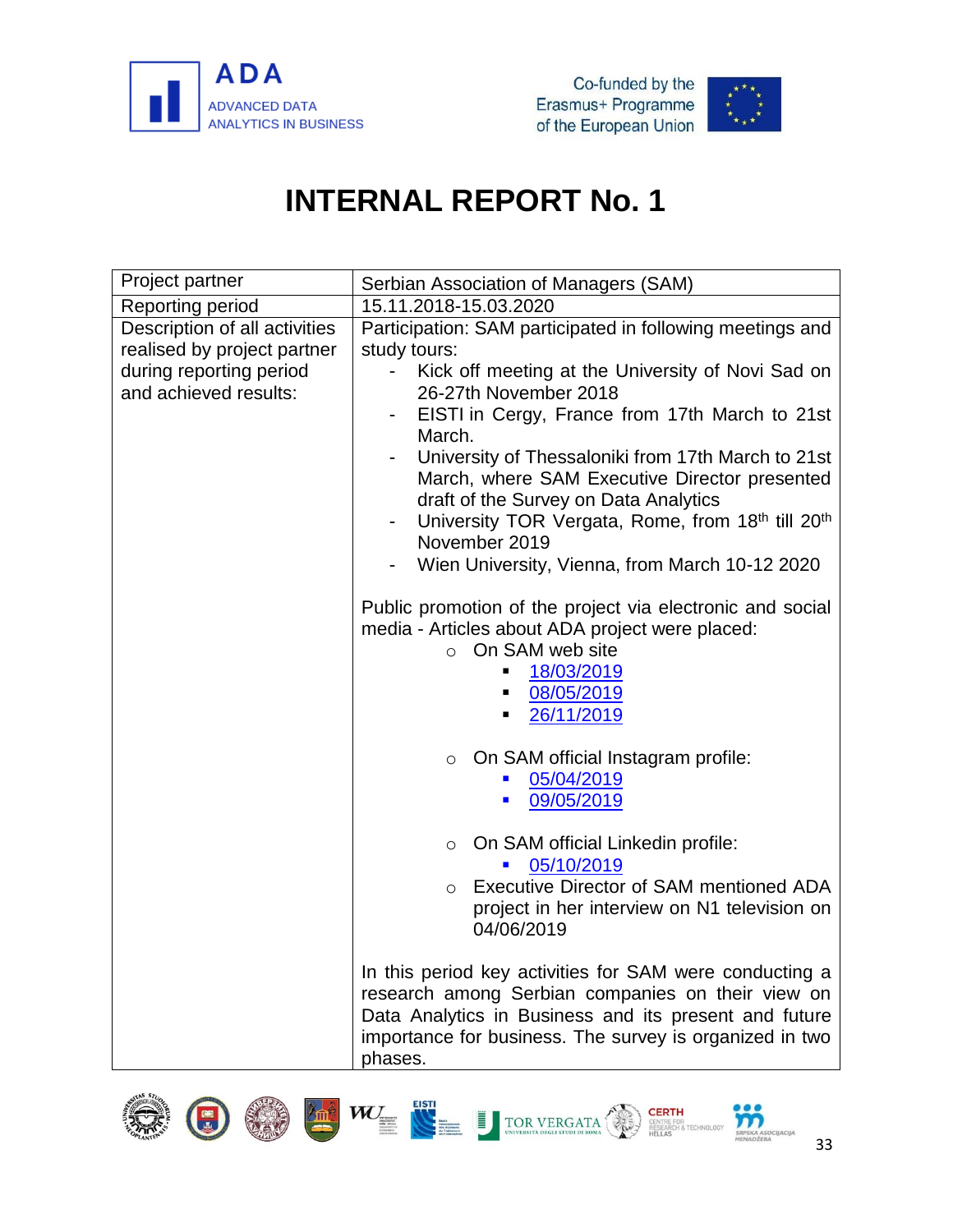# INTERNAL REPORT No. 1

| Project partner | Serbian Association of Managers (SAM) |
|---|---|
| Reporting period | 15.11.2018-15.03.2020 |
| Description of all activities realised by project partner during reporting period and achieved results: | Participation: SAM participated in following meetings and study tours:<br>- Kick off meeting at the University of Novi Sad on 26-27th November 2018<br>- EISTI in Cergy, France from 17th March to 21st March.<br>- University of Thessaloniki from 17th March to 21st March, where SAM Executive Director presented draft of the Survey on Data Analytics<br>- University TOR Vergata, Rome, from 18th till 20th November 2019<br>- Wien University, Vienna, from March 10-12 2020<br><br>Public promotion of the project via electronic and social media - Articles about ADA project were placed:<br>○ On SAM web site<br>▪ 18/03/2019<br>▪ 08/05/2019<br>▪ 26/11/2019<br><br>○ On SAM official Instagram profile:<br>▪ 05/04/2019<br>▪ 09/05/2019<br><br>○ On SAM official Linkedin profile:<br>▪ 05/10/2019<br>○ Executive Director of SAM mentioned ADA project in her interview on N1 television on 04/06/2019<br><br>In this period key activities for SAM were conducting a research among Serbian companies on their view on Data Analytics in Business and its present and future importance for business. The survey is organized in two phases. |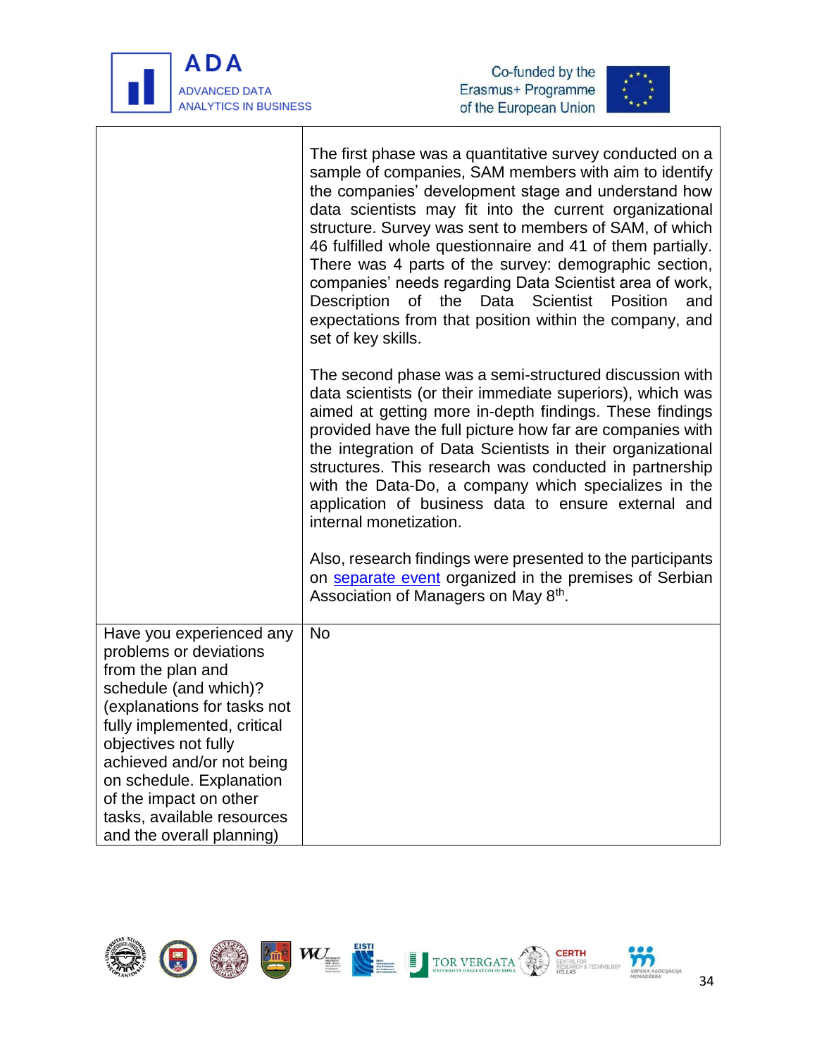| | |
|---|---|
| | The first phase was a quantitative survey conducted on a sample of companies, SAM members with aim to identify the companies' development stage and understand how data scientists may fit into the current organizational structure. Survey was sent to members of SAM, of which 46 fulfilled whole questionnaire and 41 of them partially. There was 4 parts of the survey: demographic section, companies' needs regarding Data Scientist area of work, Description of the Data Scientist Position and expectations from that position within the company, and set of key skills.<br><br>The second phase was a semi-structured discussion with data scientists (or their immediate superiors), which was aimed at getting more in-depth findings. These findings provided have the full picture how far are companies with the integration of Data Scientists in their organizational structures. This research was conducted in partnership with the Data-Do, a company which specializes in the application of business data to ensure external and internal monetization.<br><br>Also, research findings were presented to the participants on separate event organized in the premises of Serbian Association of Managers on May 8th. |
| Have you experienced any problems or deviations from the plan and schedule (and which)? (explanations for tasks not fully implemented, critical objectives not fully achieved and/or not being on schedule. Explanation of the impact on other tasks, available resources and the overall planning) | No |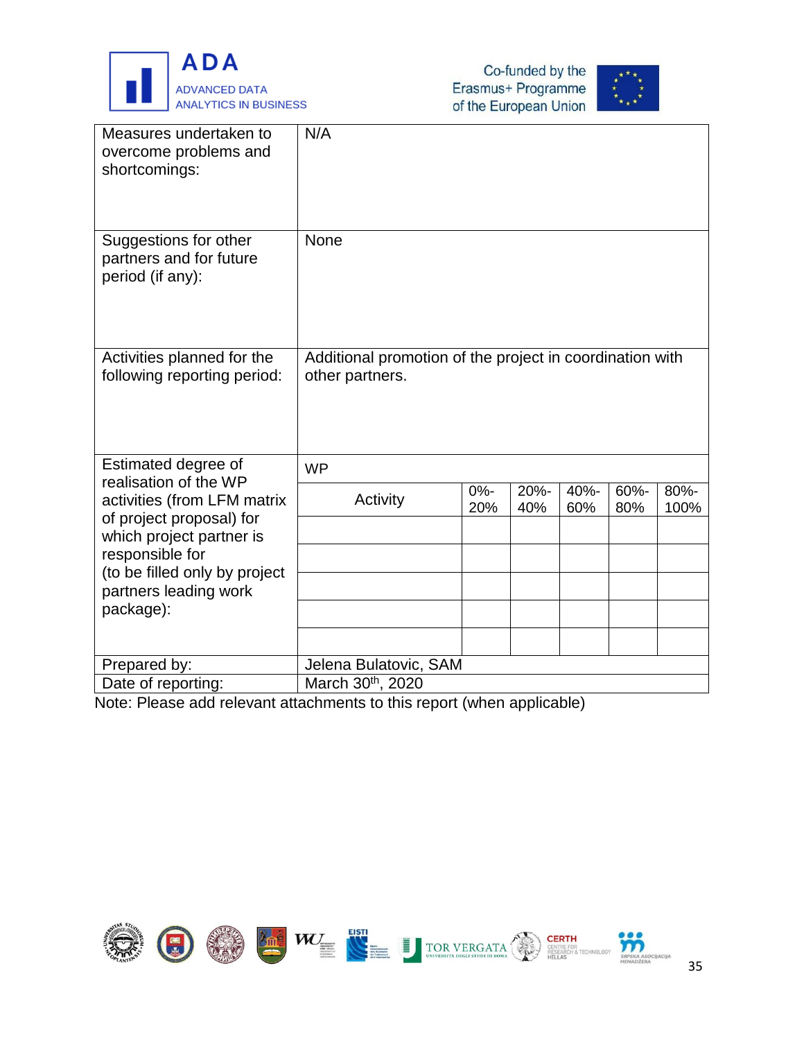| | | | | | | |
|---|---|---|---|---|---|---|
| Measures undertaken to overcome problems and shortcomings: | N/A | | | | | |
| Suggestions for other partners and for future period (if any): | None | | | | | |
| Activities planned for the following reporting period: | Additional promotion of the project in coordination with other partners. | | | | | |
| Estimated degree of realisation of the WP activities (from LFM matrix of project proposal) for which project partner is responsible for (to be filled only by project partners leading work package): | WP | | | | | |
| | Activity | 0%-20% | 20%-40% | 40%-60% | 60%-80% | 80%-100% |
| | | | | | | |
| | | | | | | |
| | | | | | | |
| | | | | | | |
| | | | | | | |
| Prepared by: | Jelena Bulatovic, SAM | | | | | |
| Date of reporting: | March 30th, 2020 | | | | | |

Note: Please add relevant attachments to this report (when applicable)